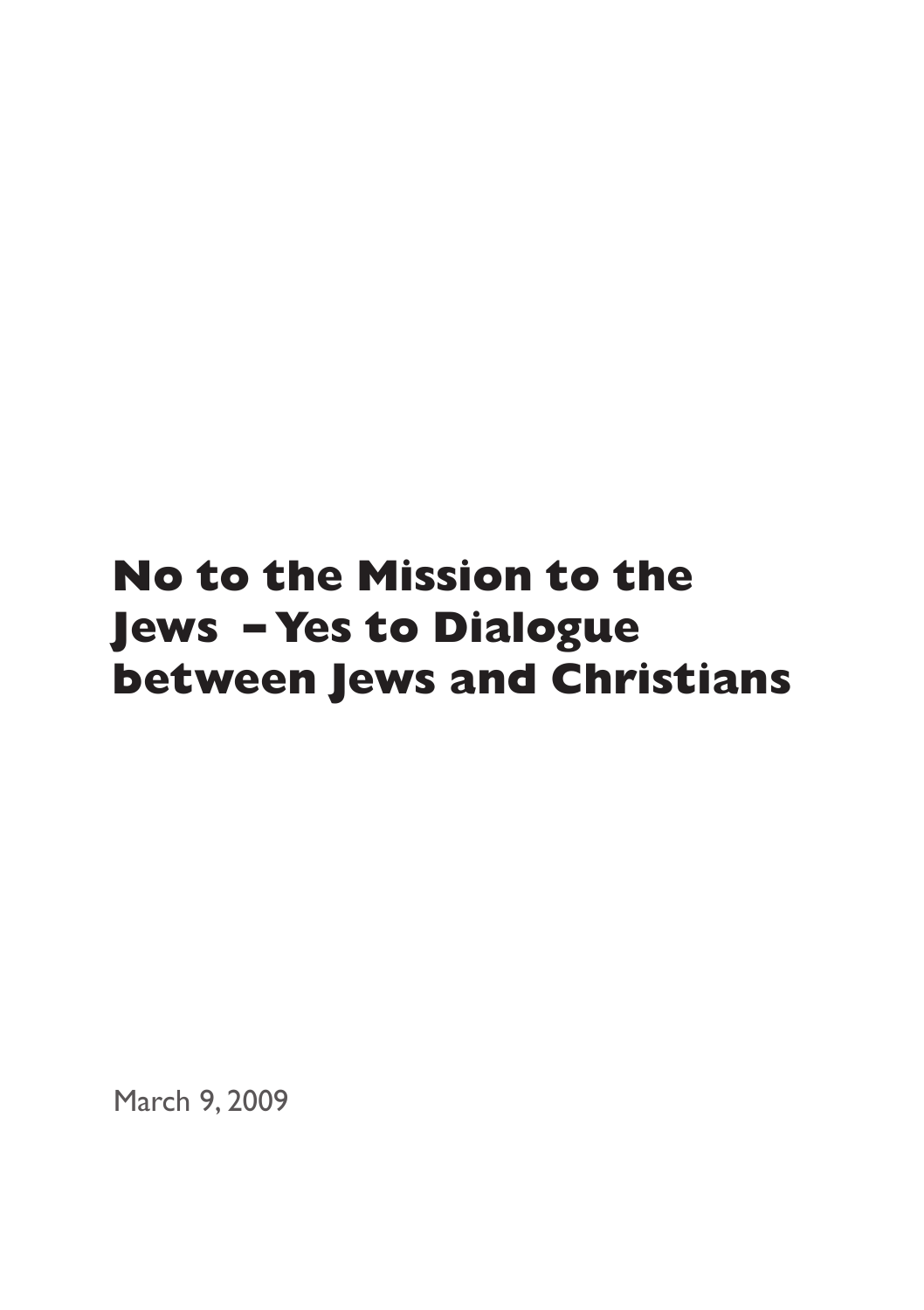# No to the Mission to the Jews – Yes to Dialogue between Jews and Christians

March 9, 2009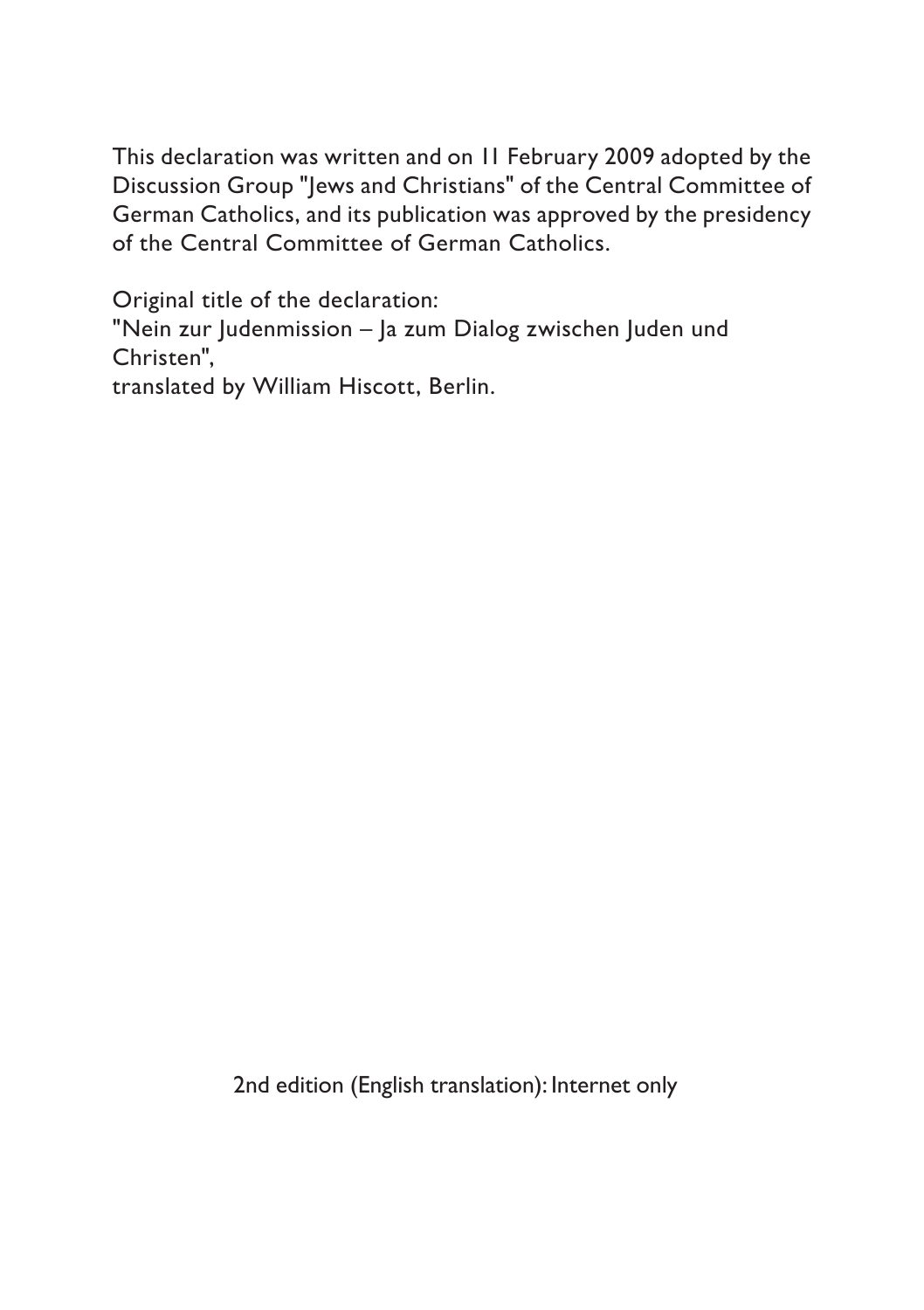This declaration was written and on 11 February 2009 adopted by the Discussion Group "Jews and Christians" of the Central Committee of German Catholics, and its publication was approved by the presidency of the Central Committee of German Catholics.

Original title of the declaration:
"Nein zur Judenmission – Ja zum Dialog zwischen Juden und Christen",
translated by William Hiscott, Berlin.

2nd edition (English translation): Internet only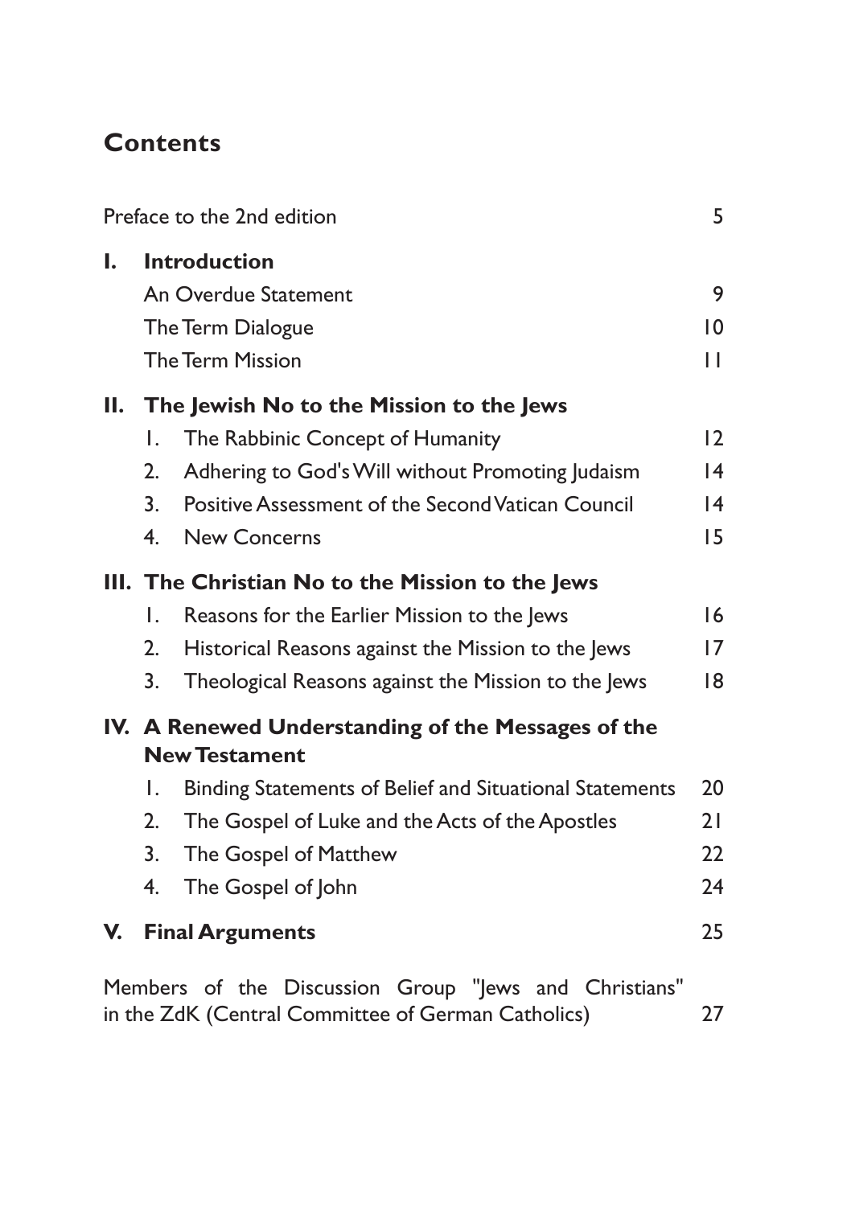## Contents

Preface to the 2nd edition 5

**I. Introduction**

- An Overdue Statement 9
- The Term Dialogue 10
- The Term Mission 11

**II. The Jewish No to the Mission to the Jews**

1. The Rabbinic Concept of Humanity 12
2. Adhering to God's Will without Promoting Judaism 14
3. Positive Assessment of the Second Vatican Council 14
4. New Concerns 15

**III. The Christian No to the Mission to the Jews**

1. Reasons for the Earlier Mission to the Jews 16
2. Historical Reasons against the Mission to the Jews 17
3. Theological Reasons against the Mission to the Jews 18

**IV. A Renewed Understanding of the Messages of the New Testament**

1. Binding Statements of Belief and Situational Statements 20
2. The Gospel of Luke and the Acts of the Apostles 21
3. The Gospel of Matthew 22
4. The Gospel of John 24

**V. Final Arguments** 25

Members of the Discussion Group "Jews and Christians" in the ZdK (Central Committee of German Catholics) 27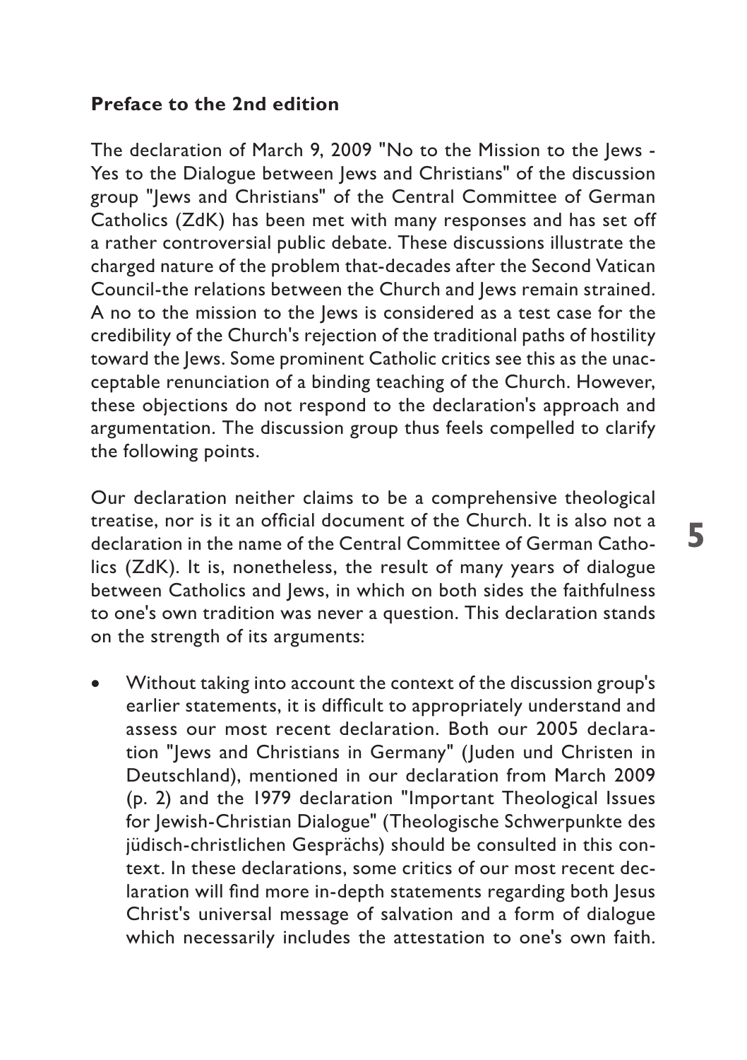## Preface to the 2nd edition

The declaration of March 9, 2009 "No to the Mission to the Jews - Yes to the Dialogue between Jews and Christians" of the discussion group "Jews and Christians" of the Central Committee of German Catholics (ZdK) has been met with many responses and has set off a rather controversial public debate. These discussions illustrate the charged nature of the problem that-decades after the Second Vatican Council-the relations between the Church and Jews remain strained. A no to the mission to the Jews is considered as a test case for the credibility of the Church's rejection of the traditional paths of hostility toward the Jews. Some prominent Catholic critics see this as the unacceptable renunciation of a binding teaching of the Church. However, these objections do not respond to the declaration's approach and argumentation. The discussion group thus feels compelled to clarify the following points.

Our declaration neither claims to be a comprehensive theological treatise, nor is it an official document of the Church. It is also not a declaration in the name of the Central Committee of German Catholics (ZdK). It is, nonetheless, the result of many years of dialogue between Catholics and Jews, in which on both sides the faithfulness to one's own tradition was never a question. This declaration stands on the strength of its arguments:

- Without taking into account the context of the discussion group's earlier statements, it is difficult to appropriately understand and assess our most recent declaration. Both our 2005 declaration "Jews and Christians in Germany" (Juden und Christen in Deutschland), mentioned in our declaration from March 2009 (p. 2) and the 1979 declaration "Important Theological Issues for Jewish-Christian Dialogue" (Theologische Schwerpunkte des jüdisch-christlichen Gesprächs) should be consulted in this context. In these declarations, some critics of our most recent declaration will find more in-depth statements regarding both Jesus Christ's universal message of salvation and a form of dialogue which necessarily includes the attestation to one's own faith.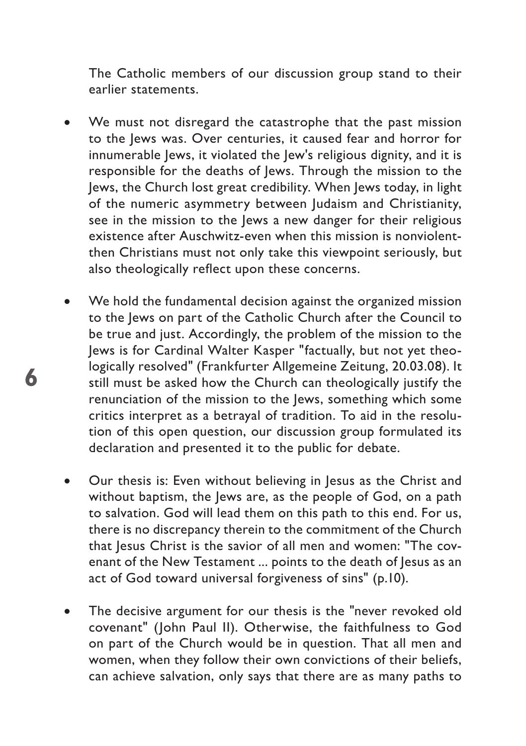The Catholic members of our discussion group stand to their earlier statements.

- We must not disregard the catastrophe that the past mission to the Jews was. Over centuries, it caused fear and horror for innumerable Jews, it violated the Jew's religious dignity, and it is responsible for the deaths of Jews. Through the mission to the Jews, the Church lost great credibility. When Jews today, in light of the numeric asymmetry between Judaism and Christianity, see in the mission to the Jews a new danger for their religious existence after Auschwitz-even when this mission is nonviolent-then Christians must not only take this viewpoint seriously, but also theologically reflect upon these concerns.

- We hold the fundamental decision against the organized mission to the Jews on part of the Catholic Church after the Council to be true and just. Accordingly, the problem of the mission to the Jews is for Cardinal Walter Kasper "factually, but not yet theologically resolved" (Frankfurter Allgemeine Zeitung, 20.03.08). It still must be asked how the Church can theologically justify the renunciation of the mission to the Jews, something which some critics interpret as a betrayal of tradition. To aid in the resolution of this open question, our discussion group formulated its declaration and presented it to the public for debate.

- Our thesis is: Even without believing in Jesus as the Christ and without baptism, the Jews are, as the people of God, on a path to salvation. God will lead them on this path to this end. For us, there is no discrepancy therein to the commitment of the Church that Jesus Christ is the savior of all men and women: "The covenant of the New Testament ... points to the death of Jesus as an act of God toward universal forgiveness of sins" (p.10).

- The decisive argument for our thesis is the "never revoked old covenant" (John Paul II). Otherwise, the faithfulness to God on part of the Church would be in question. That all men and women, when they follow their own convictions of their beliefs, can achieve salvation, only says that there are as many paths to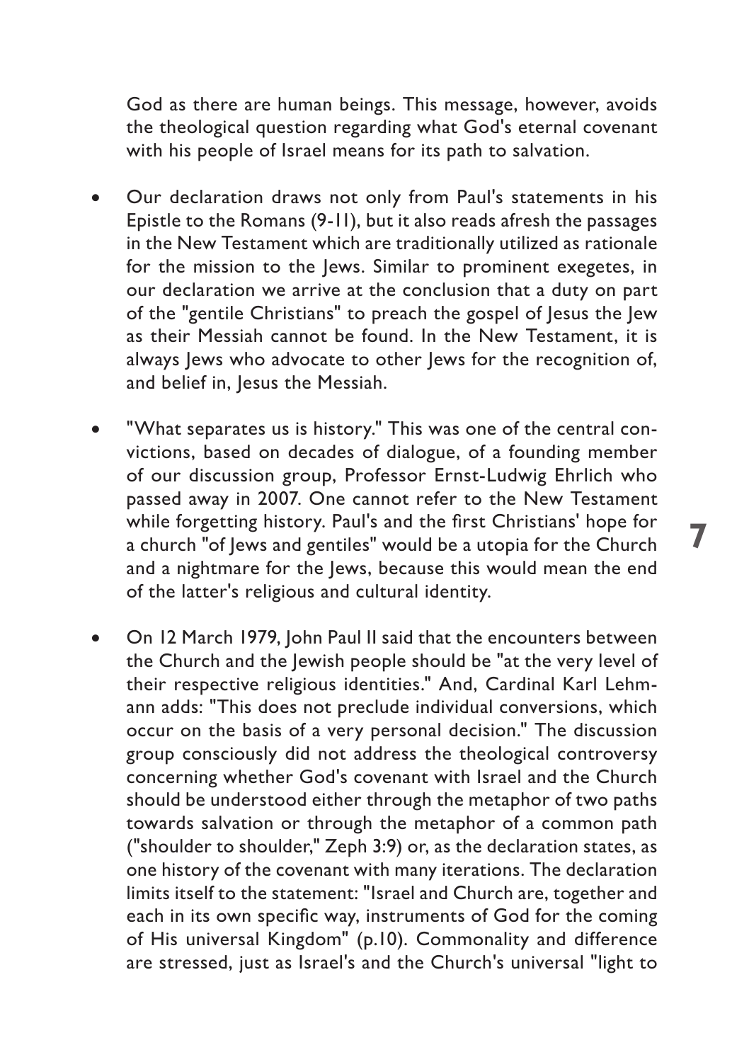God as there are human beings. This message, however, avoids the theological question regarding what God's eternal covenant with his people of Israel means for its path to salvation.

- Our declaration draws not only from Paul's statements in his Epistle to the Romans (9-11), but it also reads afresh the passages in the New Testament which are traditionally utilized as rationale for the mission to the Jews. Similar to prominent exegetes, in our declaration we arrive at the conclusion that a duty on part of the "gentile Christians" to preach the gospel of Jesus the Jew as their Messiah cannot be found. In the New Testament, it is always Jews who advocate to other Jews for the recognition of, and belief in, Jesus the Messiah.

- "What separates us is history." This was one of the central convictions, based on decades of dialogue, of a founding member of our discussion group, Professor Ernst-Ludwig Ehrlich who passed away in 2007. One cannot refer to the New Testament while forgetting history. Paul's and the first Christians' hope for a church "of Jews and gentiles" would be a utopia for the Church and a nightmare for the Jews, because this would mean the end of the latter's religious and cultural identity.

- On 12 March 1979, John Paul II said that the encounters between the Church and the Jewish people should be "at the very level of their respective religious identities." And, Cardinal Karl Lehmann adds: "This does not preclude individual conversions, which occur on the basis of a very personal decision." The discussion group consciously did not address the theological controversy concerning whether God's covenant with Israel and the Church should be understood either through the metaphor of two paths towards salvation or through the metaphor of a common path ("shoulder to shoulder," Zeph 3:9) or, as the declaration states, as one history of the covenant with many iterations. The declaration limits itself to the statement: "Israel and Church are, together and each in its own specific way, instruments of God for the coming of His universal Kingdom" (p.10). Commonality and difference are stressed, just as Israel's and the Church's universal "light to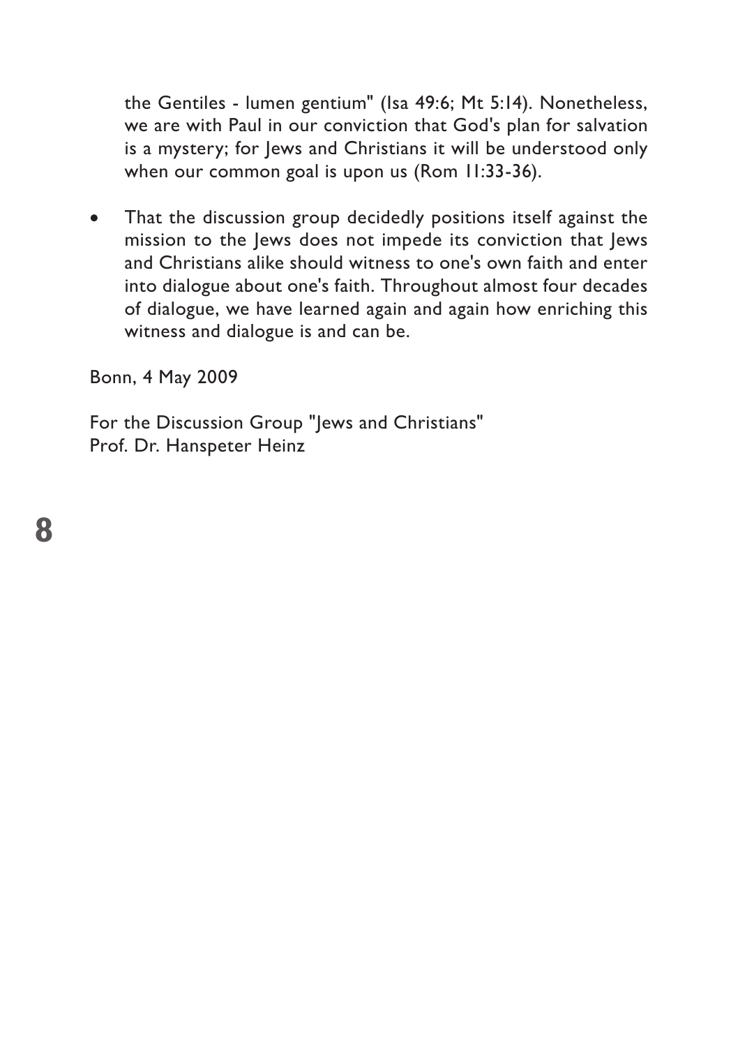the Gentiles - lumen gentium" (Isa 49:6; Mt 5:14). Nonetheless, we are with Paul in our conviction that God's plan for salvation is a mystery; for Jews and Christians it will be understood only when our common goal is upon us (Rom 11:33-36).

- That the discussion group decidedly positions itself against the mission to the Jews does not impede its conviction that Jews and Christians alike should witness to one's own faith and enter into dialogue about one's faith. Throughout almost four decades of dialogue, we have learned again and again how enriching this witness and dialogue is and can be.

Bonn, 4 May 2009

For the Discussion Group "Jews and Christians"
Prof. Dr. Hanspeter Heinz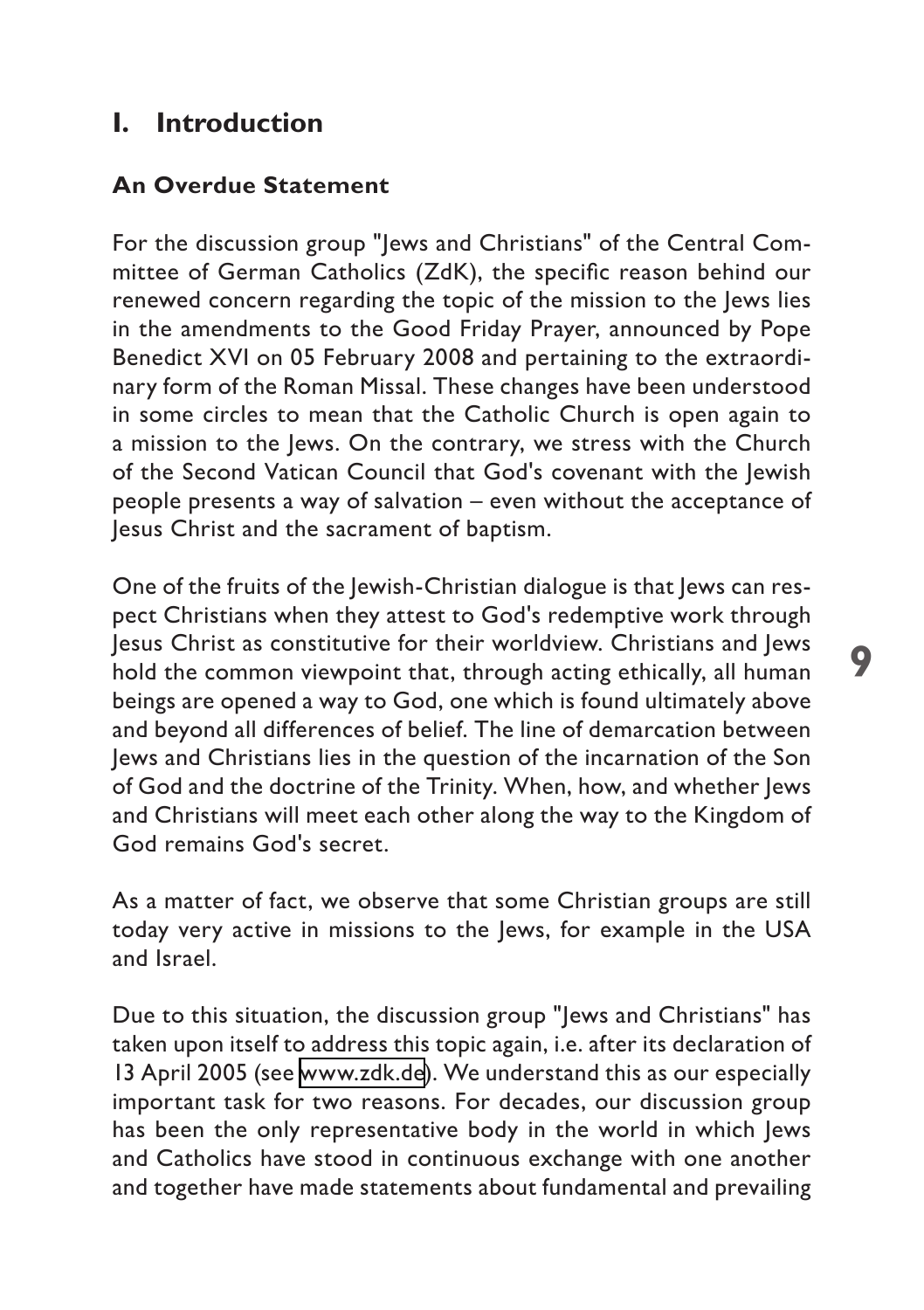# I. Introduction

## An Overdue Statement

For the discussion group "Jews and Christians" of the Central Committee of German Catholics (ZdK), the specific reason behind our renewed concern regarding the topic of the mission to the Jews lies in the amendments to the Good Friday Prayer, announced by Pope Benedict XVI on 05 February 2008 and pertaining to the extraordinary form of the Roman Missal. These changes have been understood in some circles to mean that the Catholic Church is open again to a mission to the Jews. On the contrary, we stress with the Church of the Second Vatican Council that God's covenant with the Jewish people presents a way of salvation – even without the acceptance of Jesus Christ and the sacrament of baptism.

One of the fruits of the Jewish-Christian dialogue is that Jews can respect Christians when they attest to God's redemptive work through Jesus Christ as constitutive for their worldview. Christians and Jews hold the common viewpoint that, through acting ethically, all human beings are opened a way to God, one which is found ultimately above and beyond all differences of belief. The line of demarcation between Jews and Christians lies in the question of the incarnation of the Son of God and the doctrine of the Trinity. When, how, and whether Jews and Christians will meet each other along the way to the Kingdom of God remains God's secret.

As a matter of fact, we observe that some Christian groups are still today very active in missions to the Jews, for example in the USA and Israel.

Due to this situation, the discussion group "Jews and Christians" has taken upon itself to address this topic again, i.e. after its declaration of 13 April 2005 (see www.zdk.de). We understand this as our especially important task for two reasons. For decades, our discussion group has been the only representative body in the world in which Jews and Catholics have stood in continuous exchange with one another and together have made statements about fundamental and prevailing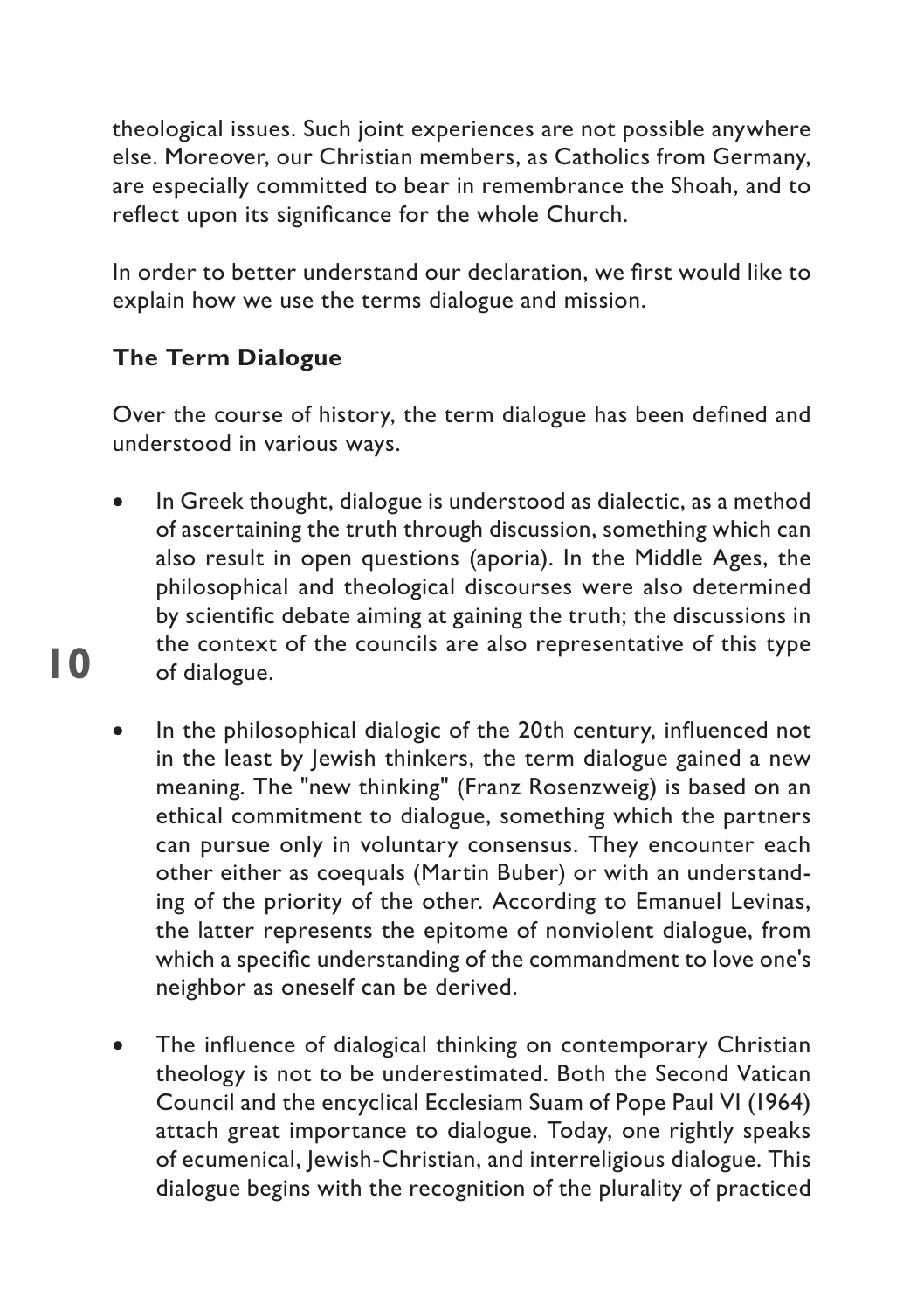theological issues. Such joint experiences are not possible anywhere else. Moreover, our Christian members, as Catholics from Germany, are especially committed to bear in remembrance the Shoah, and to reflect upon its significance for the whole Church.

In order to better understand our declaration, we first would like to explain how we use the terms dialogue and mission.

## The Term Dialogue

Over the course of history, the term dialogue has been defined and understood in various ways.

- In Greek thought, dialogue is understood as dialectic, as a method of ascertaining the truth through discussion, something which can also result in open questions (aporia). In the Middle Ages, the philosophical and theological discourses were also determined by scientific debate aiming at gaining the truth; the discussions in the context of the councils are also representative of this type of dialogue.

- In the philosophical dialogic of the 20th century, influenced not in the least by Jewish thinkers, the term dialogue gained a new meaning. The "new thinking" (Franz Rosenzweig) is based on an ethical commitment to dialogue, something which the partners can pursue only in voluntary consensus. They encounter each other either as coequals (Martin Buber) or with an understanding of the priority of the other. According to Emanuel Levinas, the latter represents the epitome of nonviolent dialogue, from which a specific understanding of the commandment to love one's neighbor as oneself can be derived.

- The influence of dialogical thinking on contemporary Christian theology is not to be underestimated. Both the Second Vatican Council and the encyclical Ecclesiam Suam of Pope Paul VI (1964) attach great importance to dialogue. Today, one rightly speaks of ecumenical, Jewish-Christian, and interreligious dialogue. This dialogue begins with the recognition of the plurality of practiced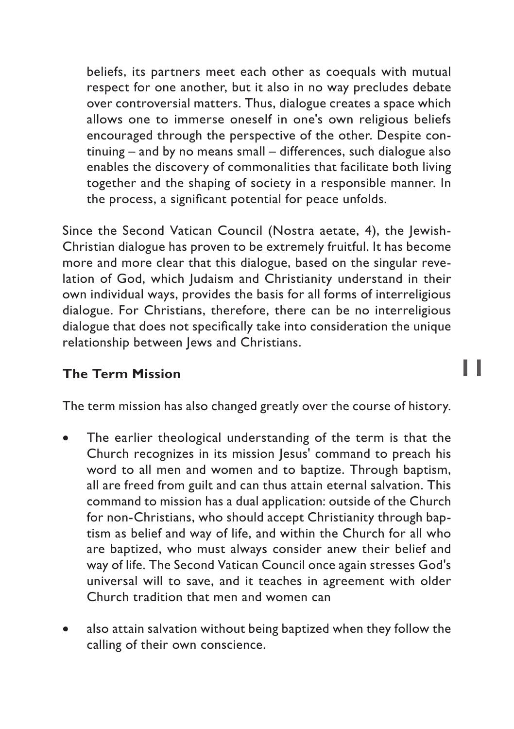beliefs, its partners meet each other as coequals with mutual respect for one another, but it also in no way precludes debate over controversial matters. Thus, dialogue creates a space which allows one to immerse oneself in one's own religious beliefs encouraged through the perspective of the other. Despite continuing – and by no means small – differences, such dialogue also enables the discovery of commonalities that facilitate both living together and the shaping of society in a responsible manner. In the process, a significant potential for peace unfolds.

Since the Second Vatican Council (Nostra aetate, 4), the Jewish-Christian dialogue has proven to be extremely fruitful. It has become more and more clear that this dialogue, based on the singular revelation of God, which Judaism and Christianity understand in their own individual ways, provides the basis for all forms of interreligious dialogue. For Christians, therefore, there can be no interreligious dialogue that does not specifically take into consideration the unique relationship between Jews and Christians.

## The Term Mission

The term mission has also changed greatly over the course of history.

- The earlier theological understanding of the term is that the Church recognizes in its mission Jesus' command to preach his word to all men and women and to baptize. Through baptism, all are freed from guilt and can thus attain eternal salvation. This command to mission has a dual application: outside of the Church for non-Christians, who should accept Christianity through baptism as belief and way of life, and within the Church for all who are baptized, who must always consider anew their belief and way of life. The Second Vatican Council once again stresses God's universal will to save, and it teaches in agreement with older Church tradition that men and women can
- also attain salvation without being baptized when they follow the calling of their own conscience.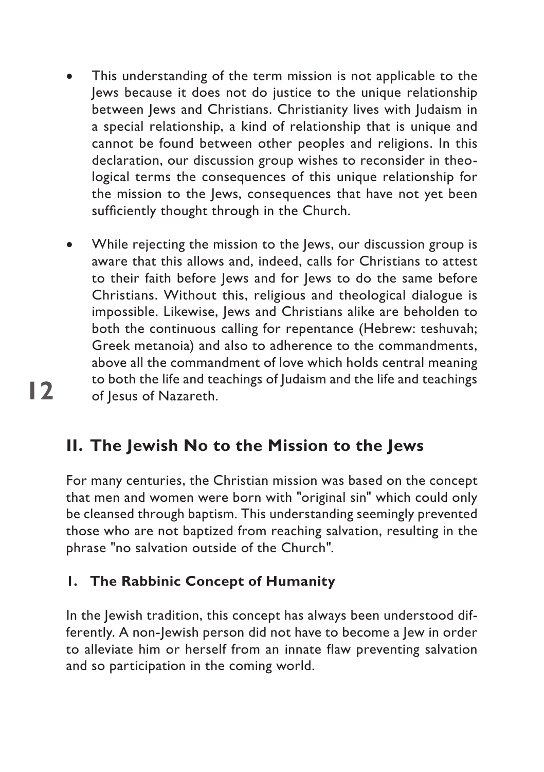- This understanding of the term mission is not applicable to the Jews because it does not do justice to the unique relationship between Jews and Christians. Christianity lives with Judaism in a special relationship, a kind of relationship that is unique and cannot be found between other peoples and religions. In this declaration, our discussion group wishes to reconsider in theological terms the consequences of this unique relationship for the mission to the Jews, consequences that have not yet been sufficiently thought through in the Church.

- While rejecting the mission to the Jews, our discussion group is aware that this allows and, indeed, calls for Christians to attest to their faith before Jews and for Jews to do the same before Christians. Without this, religious and theological dialogue is impossible. Likewise, Jews and Christians alike are beholden to both the continuous calling for repentance (Hebrew: teshuvah; Greek metanoia) and also to adherence to the commandments, above all the commandment of love which holds central meaning to both the life and teachings of Judaism and the life and teachings of Jesus of Nazareth.

## II. The Jewish No to the Mission to the Jews

For many centuries, the Christian mission was based on the concept that men and women were born with "original sin" which could only be cleansed through baptism. This understanding seemingly prevented those who are not baptized from reaching salvation, resulting in the phrase "no salvation outside of the Church".

### 1. The Rabbinic Concept of Humanity

In the Jewish tradition, this concept has always been understood differently. A non-Jewish person did not have to become a Jew in order to alleviate him or herself from an innate flaw preventing salvation and so participation in the coming world.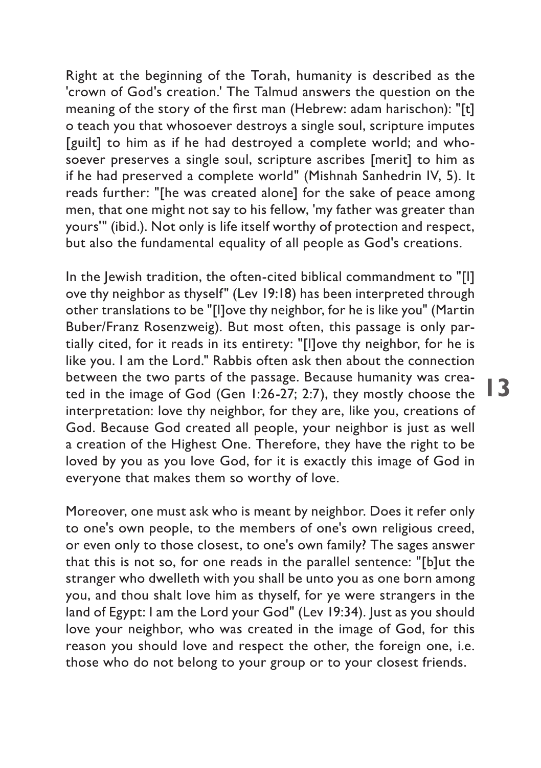Right at the beginning of the Torah, humanity is described as the 'crown of God's creation.' The Talmud answers the question on the meaning of the story of the first man (Hebrew: adam harischon): "[t]o teach you that whosoever destroys a single soul, scripture imputes [guilt] to him as if he had destroyed a complete world; and whosoever preserves a single soul, scripture ascribes [merit] to him as if he had preserved a complete world" (Mishnah Sanhedrin IV, 5). It reads further: "[he was created alone] for the sake of peace among men, that one might not say to his fellow, 'my father was greater than yours'" (ibid.). Not only is life itself worthy of protection and respect, but also the fundamental equality of all people as God's creations.

In the Jewish tradition, the often-cited biblical commandment to "[l]ove thy neighbor as thyself" (Lev 19:18) has been interpreted through other translations to be "[l]ove thy neighbor, for he is like you" (Martin Buber/Franz Rosenzweig). But most often, this passage is only partially cited, for it reads in its entirety: "[l]ove thy neighbor, for he is like you. I am the Lord." Rabbis often ask then about the connection between the two parts of the passage. Because humanity was created in the image of God (Gen 1:26-27; 2:7), they mostly choose the interpretation: love thy neighbor, for they are, like you, creations of God. Because God created all people, your neighbor is just as well a creation of the Highest One. Therefore, they have the right to be loved by you as you love God, for it is exactly this image of God in everyone that makes them so worthy of love.

Moreover, one must ask who is meant by neighbor. Does it refer only to one's own people, to the members of one's own religious creed, or even only to those closest, to one's own family? The sages answer that this is not so, for one reads in the parallel sentence: "[b]ut the stranger who dwelleth with you shall be unto you as one born among you, and thou shalt love him as thyself, for ye were strangers in the land of Egypt: I am the Lord your God" (Lev 19:34). Just as you should love your neighbor, who was created in the image of God, for this reason you should love and respect the other, the foreign one, i.e. those who do not belong to your group or to your closest friends.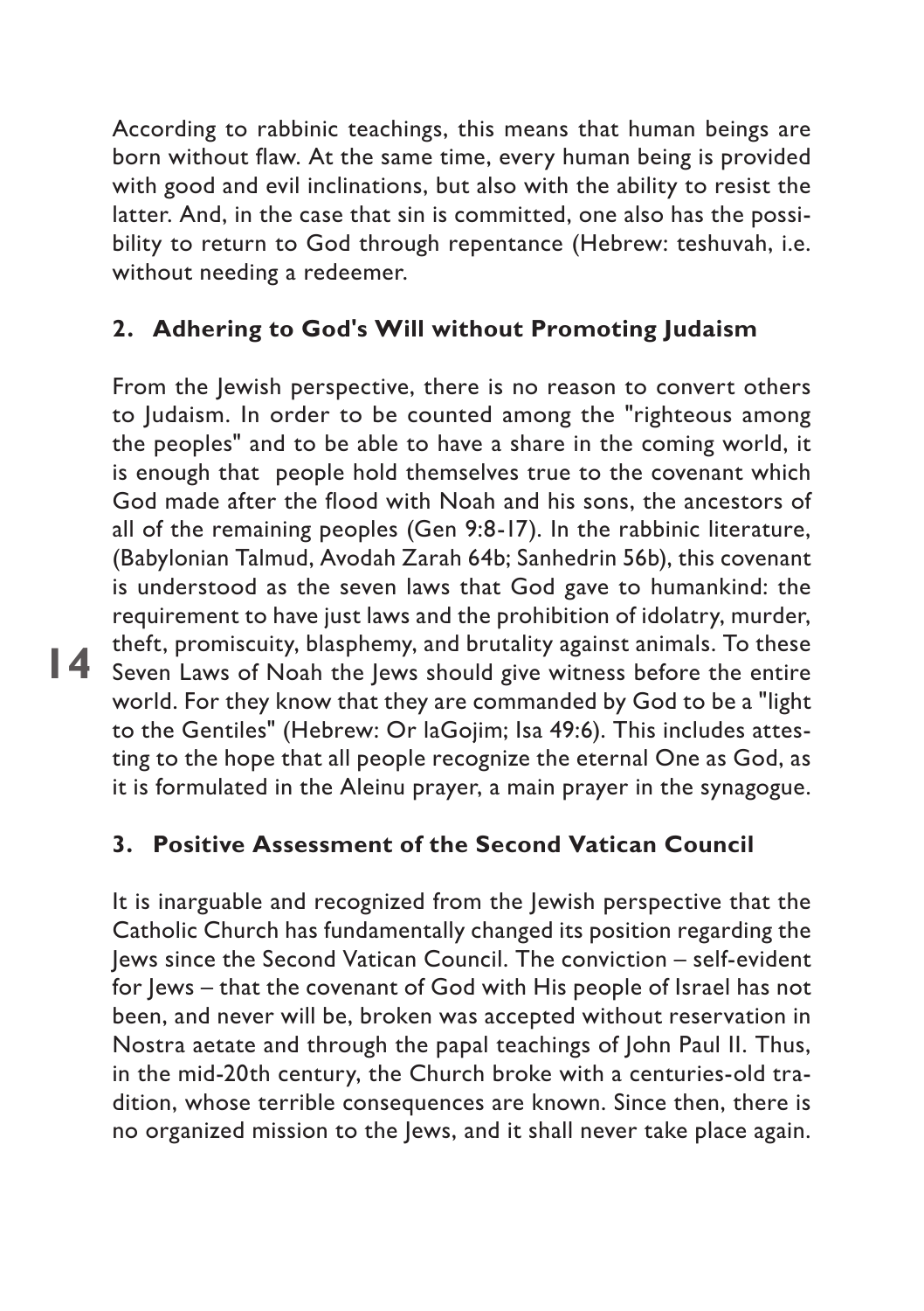According to rabbinic teachings, this means that human beings are born without flaw. At the same time, every human being is provided with good and evil inclinations, but also with the ability to resist the latter. And, in the case that sin is committed, one also has the possibility to return to God through repentance (Hebrew: teshuvah, i.e. without needing a redeemer.

## 2. Adhering to God's Will without Promoting Judaism

From the Jewish perspective, there is no reason to convert others to Judaism. In order to be counted among the "righteous among the peoples" and to be able to have a share in the coming world, it is enough that people hold themselves true to the covenant which God made after the flood with Noah and his sons, the ancestors of all of the remaining peoples (Gen 9:8-17). In the rabbinic literature, (Babylonian Talmud, Avodah Zarah 64b; Sanhedrin 56b), this covenant is understood as the seven laws that God gave to humankind: the requirement to have just laws and the prohibition of idolatry, murder, theft, promiscuity, blasphemy, and brutality against animals. To these Seven Laws of Noah the Jews should give witness before the entire world. For they know that they are commanded by God to be a "light to the Gentiles" (Hebrew: Or laGojim; Isa 49:6). This includes attesting to the hope that all people recognize the eternal One as God, as it is formulated in the Aleinu prayer, a main prayer in the synagogue.

## 3. Positive Assessment of the Second Vatican Council

It is inarguable and recognized from the Jewish perspective that the Catholic Church has fundamentally changed its position regarding the Jews since the Second Vatican Council. The conviction – self-evident for Jews – that the covenant of God with His people of Israel has not been, and never will be, broken was accepted without reservation in Nostra aetate and through the papal teachings of John Paul II. Thus, in the mid-20th century, the Church broke with a centuries-old tradition, whose terrible consequences are known. Since then, there is no organized mission to the Jews, and it shall never take place again.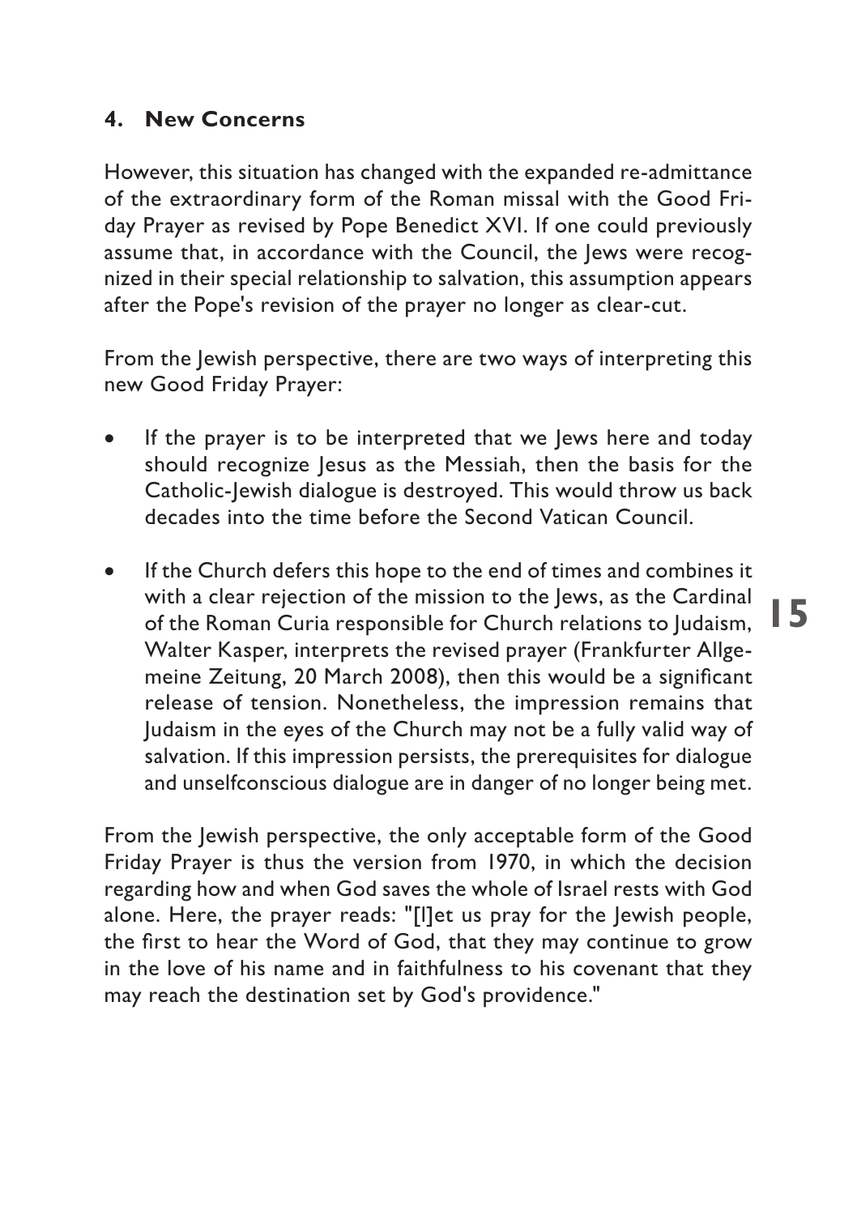## 4. New Concerns

However, this situation has changed with the expanded re-admittance of the extraordinary form of the Roman missal with the Good Friday Prayer as revised by Pope Benedict XVI. If one could previously assume that, in accordance with the Council, the Jews were recognized in their special relationship to salvation, this assumption appears after the Pope's revision of the prayer no longer as clear-cut.

From the Jewish perspective, there are two ways of interpreting this new Good Friday Prayer:

- If the prayer is to be interpreted that we Jews here and today should recognize Jesus as the Messiah, then the basis for the Catholic-Jewish dialogue is destroyed. This would throw us back decades into the time before the Second Vatican Council.
- If the Church defers this hope to the end of times and combines it with a clear rejection of the mission to the Jews, as the Cardinal of the Roman Curia responsible for Church relations to Judaism, Walter Kasper, interprets the revised prayer (Frankfurter Allgemeine Zeitung, 20 March 2008), then this would be a significant release of tension. Nonetheless, the impression remains that Judaism in the eyes of the Church may not be a fully valid way of salvation. If this impression persists, the prerequisites for dialogue and unselfconscious dialogue are in danger of no longer being met.

From the Jewish perspective, the only acceptable form of the Good Friday Prayer is thus the version from 1970, in which the decision regarding how and when God saves the whole of Israel rests with God alone. Here, the prayer reads: "[l]et us pray for the Jewish people, the first to hear the Word of God, that they may continue to grow in the love of his name and in faithfulness to his covenant that they may reach the destination set by God's providence."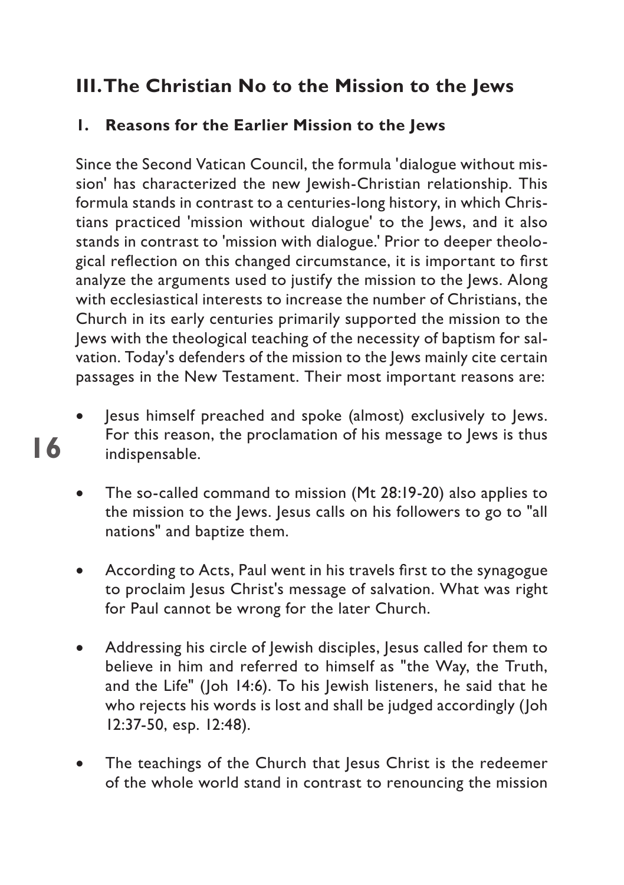## III. The Christian No to the Mission to the Jews

### 1. Reasons for the Earlier Mission to the Jews

Since the Second Vatican Council, the formula 'dialogue without mission' has characterized the new Jewish-Christian relationship. This formula stands in contrast to a centuries-long history, in which Christians practiced 'mission without dialogue' to the Jews, and it also stands in contrast to 'mission with dialogue.' Prior to deeper theological reflection on this changed circumstance, it is important to first analyze the arguments used to justify the mission to the Jews. Along with ecclesiastical interests to increase the number of Christians, the Church in its early centuries primarily supported the mission to the Jews with the theological teaching of the necessity of baptism for salvation. Today's defenders of the mission to the Jews mainly cite certain passages in the New Testament. Their most important reasons are:

- Jesus himself preached and spoke (almost) exclusively to Jews. For this reason, the proclamation of his message to Jews is thus indispensable.

- The so-called command to mission (Mt 28:19-20) also applies to the mission to the Jews. Jesus calls on his followers to go to "all nations" and baptize them.

- According to Acts, Paul went in his travels first to the synagogue to proclaim Jesus Christ's message of salvation. What was right for Paul cannot be wrong for the later Church.

- Addressing his circle of Jewish disciples, Jesus called for them to believe in him and referred to himself as "the Way, the Truth, and the Life" (Joh 14:6). To his Jewish listeners, he said that he who rejects his words is lost and shall be judged accordingly (Joh 12:37-50, esp. 12:48).

- The teachings of the Church that Jesus Christ is the redeemer of the whole world stand in contrast to renouncing the mission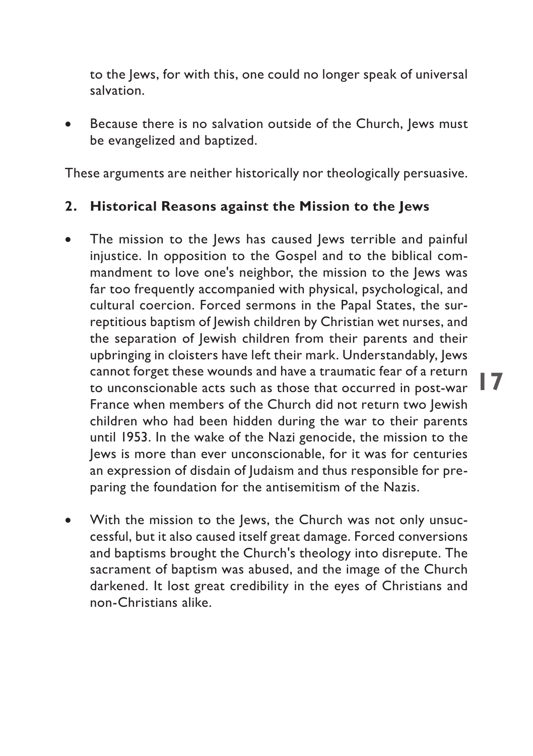to the Jews, for with this, one could no longer speak of universal salvation.

- Because there is no salvation outside of the Church, Jews must be evangelized and baptized.

These arguments are neither historically nor theologically persuasive.

## 2. Historical Reasons against the Mission to the Jews

- The mission to the Jews has caused Jews terrible and painful injustice. In opposition to the Gospel and to the biblical commandment to love one's neighbor, the mission to the Jews was far too frequently accompanied with physical, psychological, and cultural coercion. Forced sermons in the Papal States, the surreptitious baptism of Jewish children by Christian wet nurses, and the separation of Jewish children from their parents and their upbringing in cloisters have left their mark. Understandably, Jews cannot forget these wounds and have a traumatic fear of a return to unconscionable acts such as those that occurred in post-war France when members of the Church did not return two Jewish children who had been hidden during the war to their parents until 1953. In the wake of the Nazi genocide, the mission to the Jews is more than ever unconscionable, for it was for centuries an expression of disdain of Judaism and thus responsible for preparing the foundation for the antisemitism of the Nazis.

- With the mission to the Jews, the Church was not only unsuccessful, but it also caused itself great damage. Forced conversions and baptisms brought the Church's theology into disrepute. The sacrament of baptism was abused, and the image of the Church darkened. It lost great credibility in the eyes of Christians and non-Christians alike.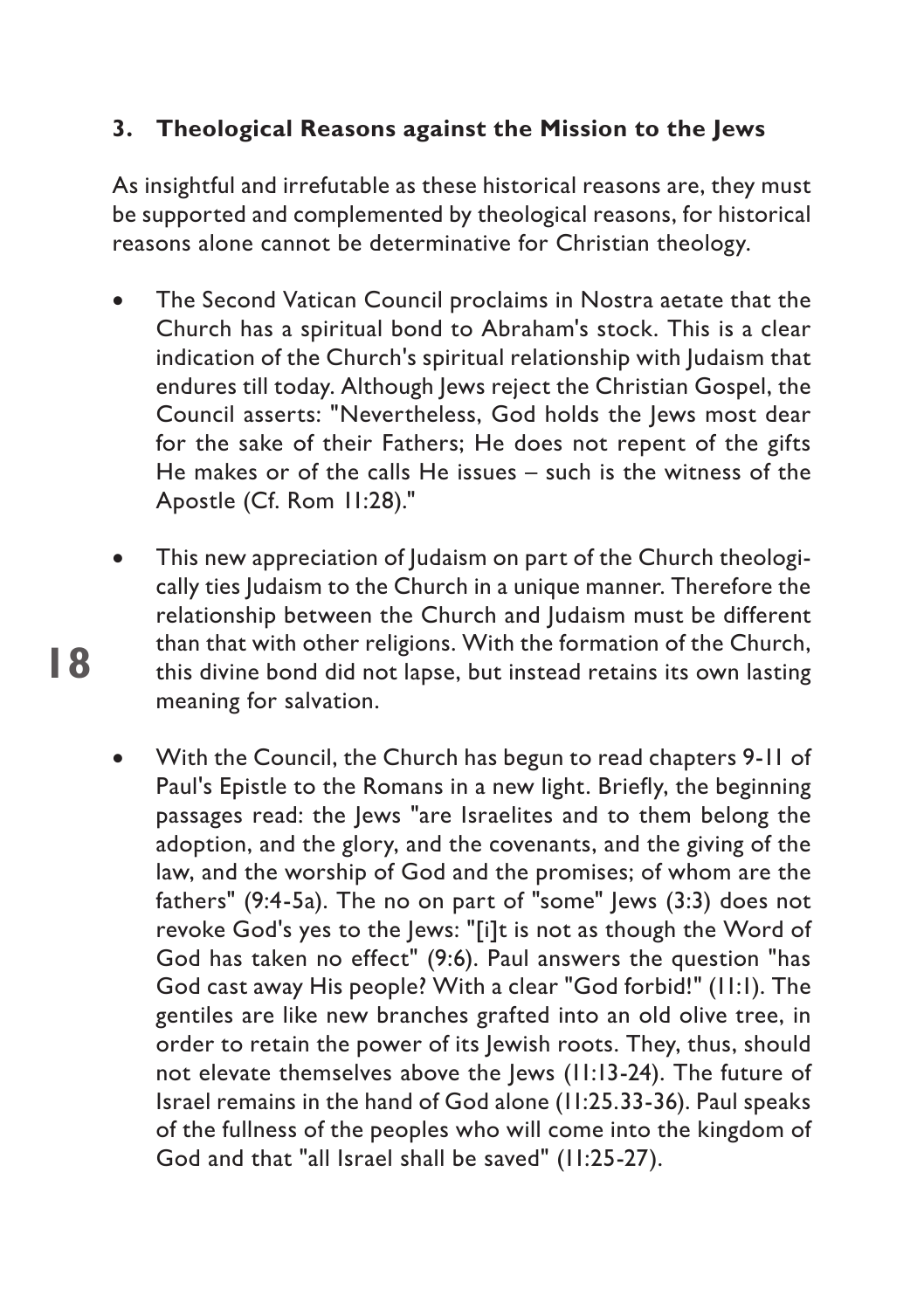### 3. Theological Reasons against the Mission to the Jews

As insightful and irrefutable as these historical reasons are, they must be supported and complemented by theological reasons, for historical reasons alone cannot be determinative for Christian theology.

- The Second Vatican Council proclaims in Nostra aetate that the Church has a spiritual bond to Abraham's stock. This is a clear indication of the Church's spiritual relationship with Judaism that endures till today. Although Jews reject the Christian Gospel, the Council asserts: "Nevertheless, God holds the Jews most dear for the sake of their Fathers; He does not repent of the gifts He makes or of the calls He issues – such is the witness of the Apostle (Cf. Rom 11:28)."

- This new appreciation of Judaism on part of the Church theologically ties Judaism to the Church in a unique manner. Therefore the relationship between the Church and Judaism must be different than that with other religions. With the formation of the Church, this divine bond did not lapse, but instead retains its own lasting meaning for salvation.

- With the Council, the Church has begun to read chapters 9-11 of Paul's Epistle to the Romans in a new light. Briefly, the beginning passages read: the Jews "are Israelites and to them belong the adoption, and the glory, and the covenants, and the giving of the law, and the worship of God and the promises; of whom are the fathers" (9:4-5a). The no on part of "some" Jews (3:3) does not revoke God's yes to the Jews: "[i]t is not as though the Word of God has taken no effect" (9:6). Paul answers the question "has God cast away His people? With a clear "God forbid!" (11:1). The gentiles are like new branches grafted into an old olive tree, in order to retain the power of its Jewish roots. They, thus, should not elevate themselves above the Jews (11:13-24). The future of Israel remains in the hand of God alone (11:25.33-36). Paul speaks of the fullness of the peoples who will come into the kingdom of God and that "all Israel shall be saved" (11:25-27).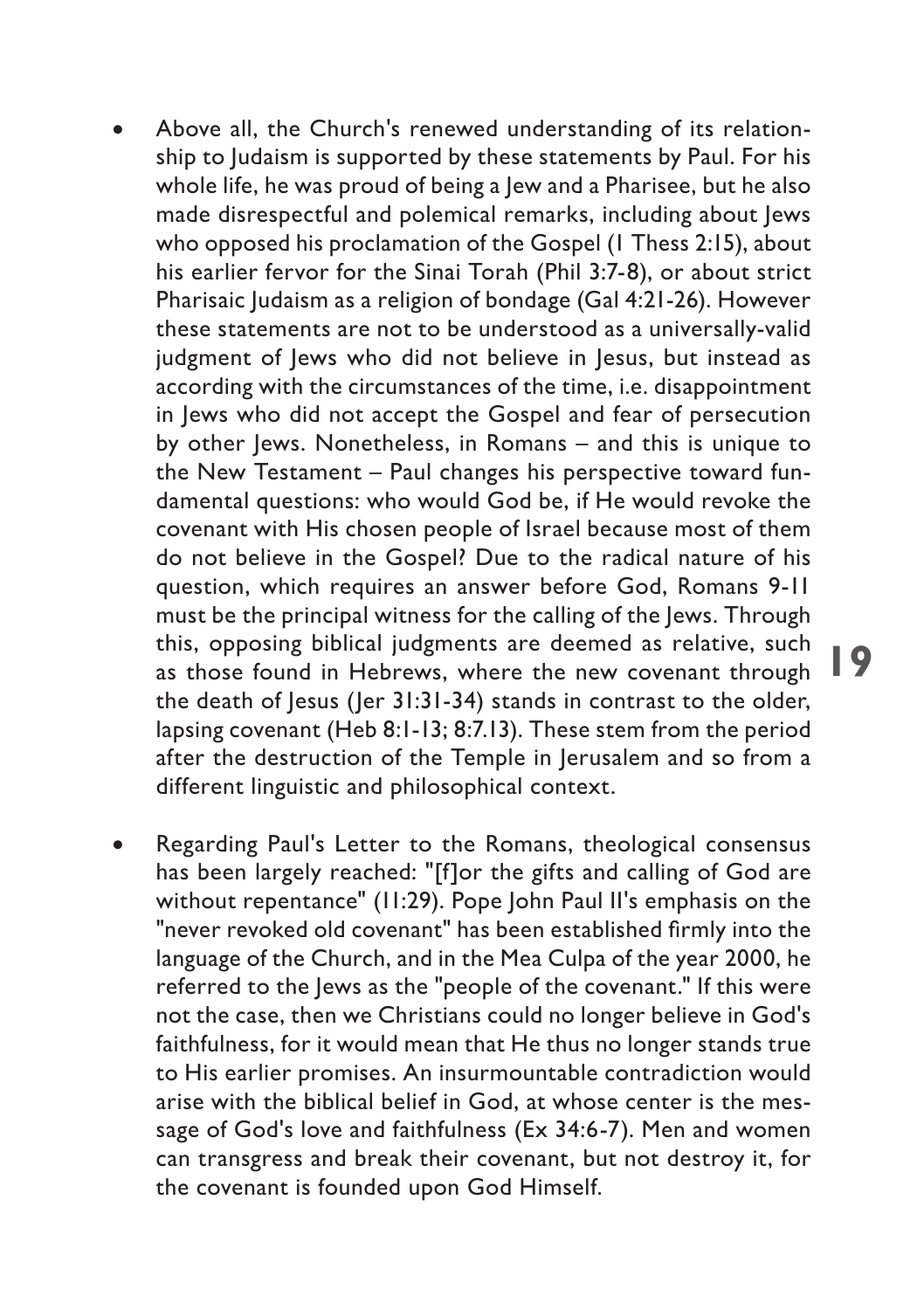- Above all, the Church's renewed understanding of its relationship to Judaism is supported by these statements by Paul. For his whole life, he was proud of being a Jew and a Pharisee, but he also made disrespectful and polemical remarks, including about Jews who opposed his proclamation of the Gospel (1 Thess 2:15), about his earlier fervor for the Sinai Torah (Phil 3:7-8), or about strict Pharisaic Judaism as a religion of bondage (Gal 4:21-26). However these statements are not to be understood as a universally-valid judgment of Jews who did not believe in Jesus, but instead as according with the circumstances of the time, i.e. disappointment in Jews who did not accept the Gospel and fear of persecution by other Jews. Nonetheless, in Romans – and this is unique to the New Testament – Paul changes his perspective toward fundamental questions: who would God be, if He would revoke the covenant with His chosen people of Israel because most of them do not believe in the Gospel? Due to the radical nature of his question, which requires an answer before God, Romans 9-11 must be the principal witness for the calling of the Jews. Through this, opposing biblical judgments are deemed as relative, such as those found in Hebrews, where the new covenant through the death of Jesus (Jer 31:31-34) stands in contrast to the older, lapsing covenant (Heb 8:1-13; 8:7.13). These stem from the period after the destruction of the Temple in Jerusalem and so from a different linguistic and philosophical context.

- Regarding Paul's Letter to the Romans, theological consensus has been largely reached: "[f]or the gifts and calling of God are without repentance" (11:29). Pope John Paul II's emphasis on the "never revoked old covenant" has been established firmly into the language of the Church, and in the Mea Culpa of the year 2000, he referred to the Jews as the "people of the covenant." If this were not the case, then we Christians could no longer believe in God's faithfulness, for it would mean that He thus no longer stands true to His earlier promises. An insurmountable contradiction would arise with the biblical belief in God, at whose center is the message of God's love and faithfulness (Ex 34:6-7). Men and women can transgress and break their covenant, but not destroy it, for the covenant is founded upon God Himself.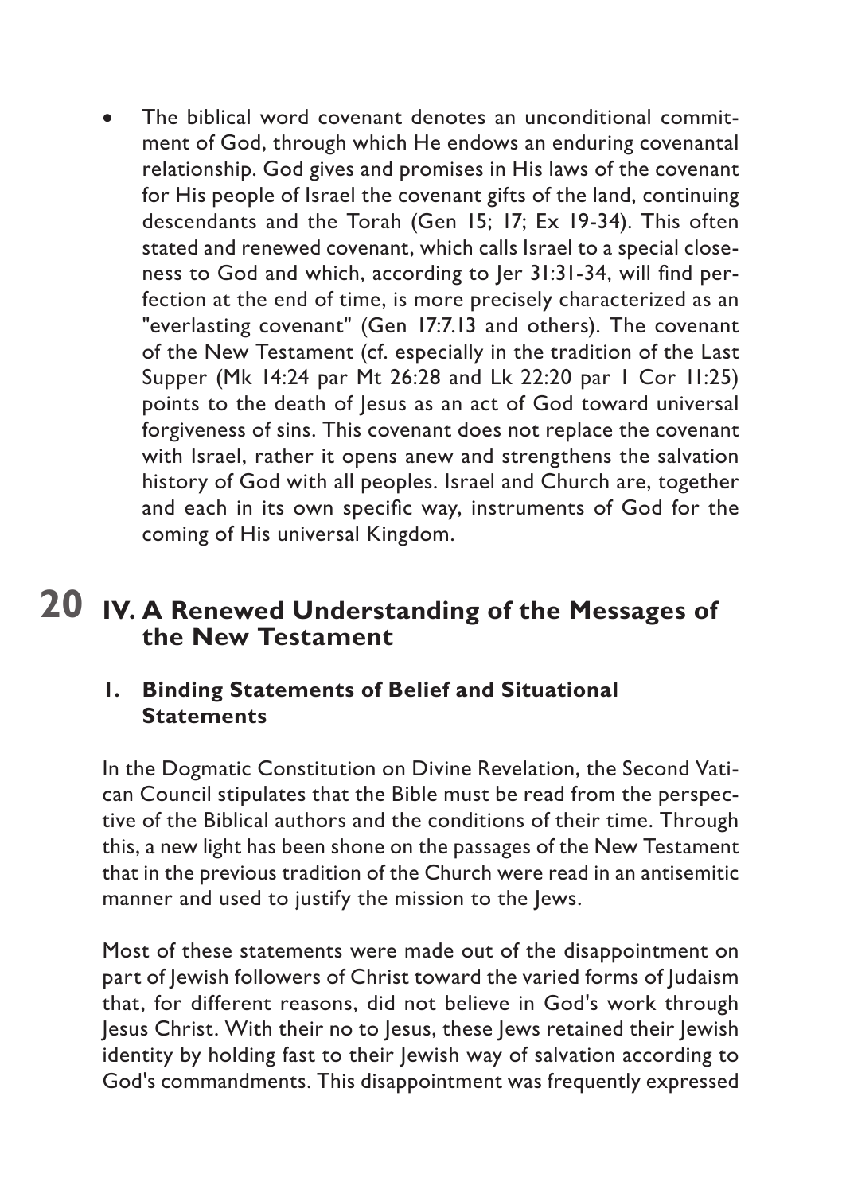- The biblical word covenant denotes an unconditional commitment of God, through which He endows an enduring covenantal relationship. God gives and promises in His laws of the covenant for His people of Israel the covenant gifts of the land, continuing descendants and the Torah (Gen 15; 17; Ex 19-34). This often stated and renewed covenant, which calls Israel to a special closeness to God and which, according to Jer 31:31-34, will find perfection at the end of time, is more precisely characterized as an "everlasting covenant" (Gen 17:7.13 and others). The covenant of the New Testament (cf. especially in the tradition of the Last Supper (Mk 14:24 par Mt 26:28 and Lk 22:20 par 1 Cor 11:25) points to the death of Jesus as an act of God toward universal forgiveness of sins. This covenant does not replace the covenant with Israel, rather it opens anew and strengthens the salvation history of God with all peoples. Israel and Church are, together and each in its own specific way, instruments of God for the coming of His universal Kingdom.

## IV. A Renewed Understanding of the Messages of the New Testament

### 1. Binding Statements of Belief and Situational Statements

In the Dogmatic Constitution on Divine Revelation, the Second Vatican Council stipulates that the Bible must be read from the perspective of the Biblical authors and the conditions of their time. Through this, a new light has been shone on the passages of the New Testament that in the previous tradition of the Church were read in an antisemitic manner and used to justify the mission to the Jews.

Most of these statements were made out of the disappointment on part of Jewish followers of Christ toward the varied forms of Judaism that, for different reasons, did not believe in God's work through Jesus Christ. With their no to Jesus, these Jews retained their Jewish identity by holding fast to their Jewish way of salvation according to God's commandments. This disappointment was frequently expressed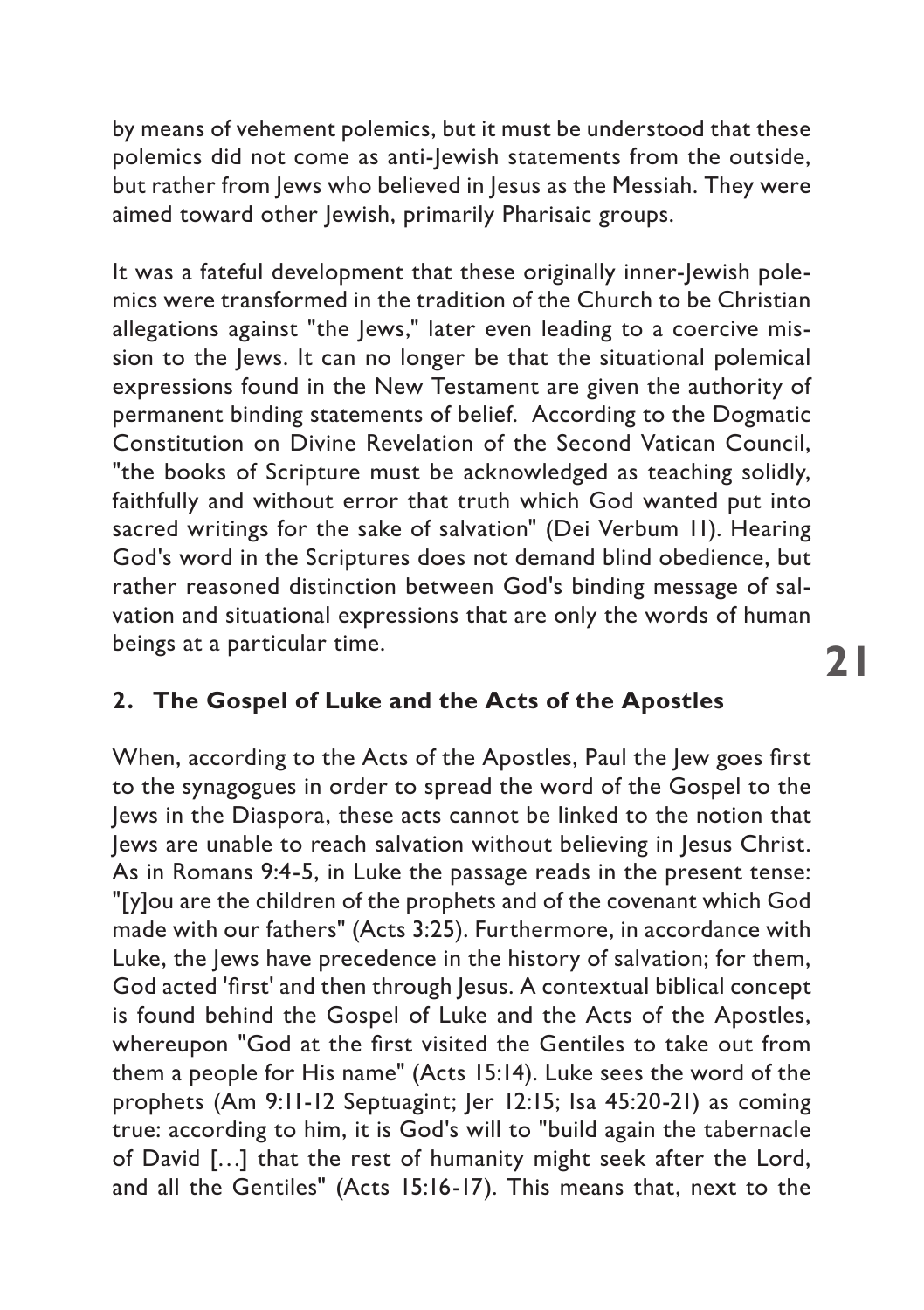by means of vehement polemics, but it must be understood that these polemics did not come as anti-Jewish statements from the outside, but rather from Jews who believed in Jesus as the Messiah. They were aimed toward other Jewish, primarily Pharisaic groups.

It was a fateful development that these originally inner-Jewish polemics were transformed in the tradition of the Church to be Christian allegations against "the Jews," later even leading to a coercive mission to the Jews. It can no longer be that the situational polemical expressions found in the New Testament are given the authority of permanent binding statements of belief. According to the Dogmatic Constitution on Divine Revelation of the Second Vatican Council, "the books of Scripture must be acknowledged as teaching solidly, faithfully and without error that truth which God wanted put into sacred writings for the sake of salvation" (Dei Verbum 11). Hearing God's word in the Scriptures does not demand blind obedience, but rather reasoned distinction between God's binding message of salvation and situational expressions that are only the words of human beings at a particular time.

## 2. The Gospel of Luke and the Acts of the Apostles

When, according to the Acts of the Apostles, Paul the Jew goes first to the synagogues in order to spread the word of the Gospel to the Jews in the Diaspora, these acts cannot be linked to the notion that Jews are unable to reach salvation without believing in Jesus Christ. As in Romans 9:4-5, in Luke the passage reads in the present tense: "[y]ou are the children of the prophets and of the covenant which God made with our fathers" (Acts 3:25). Furthermore, in accordance with Luke, the Jews have precedence in the history of salvation; for them, God acted 'first' and then through Jesus. A contextual biblical concept is found behind the Gospel of Luke and the Acts of the Apostles, whereupon "God at the first visited the Gentiles to take out from them a people for His name" (Acts 15:14). Luke sees the word of the prophets (Am 9:11-12 Septuagint; Jer 12:15; Isa 45:20-21) as coming true: according to him, it is God's will to "build again the tabernacle of David […] that the rest of humanity might seek after the Lord, and all the Gentiles" (Acts 15:16-17). This means that, next to the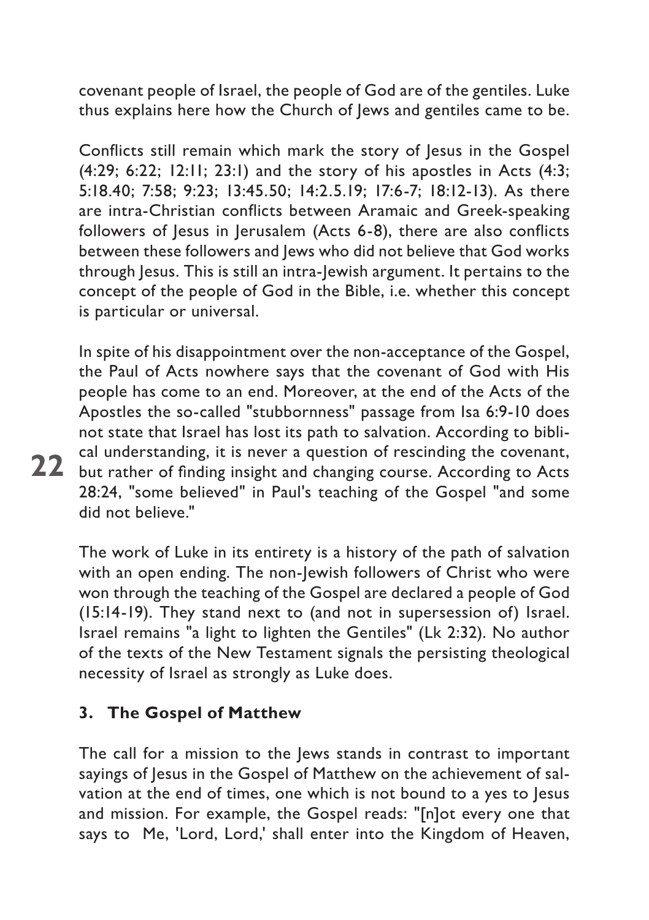covenant people of Israel, the people of God are of the gentiles. Luke thus explains here how the Church of Jews and gentiles came to be.

Conflicts still remain which mark the story of Jesus in the Gospel (4:29; 6:22; 12:11; 23:1) and the story of his apostles in Acts (4:3; 5:18.40; 7:58; 9:23; 13:45.50; 14:2.5.19; 17:6-7; 18:12-13). As there are intra-Christian conflicts between Aramaic and Greek-speaking followers of Jesus in Jerusalem (Acts 6-8), there are also conflicts between these followers and Jews who did not believe that God works through Jesus. This is still an intra-Jewish argument. It pertains to the concept of the people of God in the Bible, i.e. whether this concept is particular or universal.

In spite of his disappointment over the non-acceptance of the Gospel, the Paul of Acts nowhere says that the covenant of God with His people has come to an end. Moreover, at the end of the Acts of the Apostles the so-called "stubbornness" passage from Isa 6:9-10 does not state that Israel has lost its path to salvation. According to biblical understanding, it is never a question of rescinding the covenant, but rather of finding insight and changing course. According to Acts 28:24, "some believed" in Paul's teaching of the Gospel "and some did not believe."

The work of Luke in its entirety is a history of the path of salvation with an open ending. The non-Jewish followers of Christ who were won through the teaching of the Gospel are declared a people of God (15:14-19). They stand next to (and not in supersession of) Israel. Israel remains "a light to lighten the Gentiles" (Lk 2:32). No author of the texts of the New Testament signals the persisting theological necessity of Israel as strongly as Luke does.

### 3. The Gospel of Matthew

The call for a mission to the Jews stands in contrast to important sayings of Jesus in the Gospel of Matthew on the achievement of salvation at the end of times, one which is not bound to a yes to Jesus and mission. For example, the Gospel reads: "[n]ot every one that says to Me, 'Lord, Lord,' shall enter into the Kingdom of Heaven,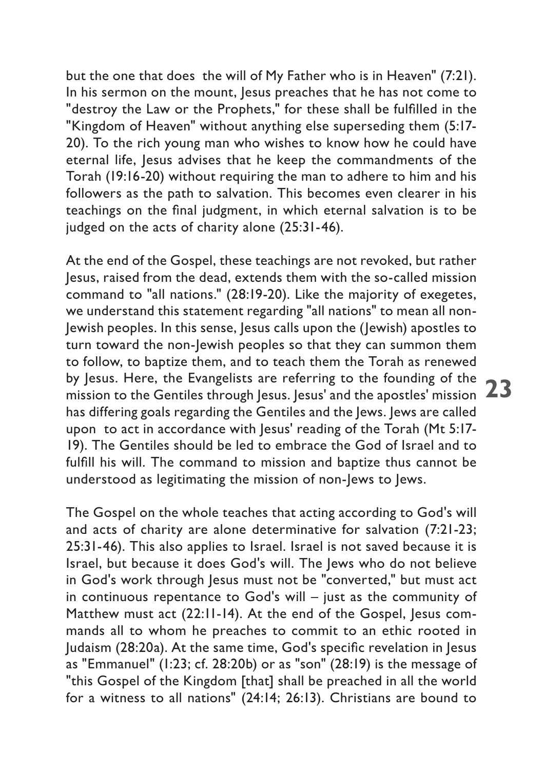but the one that does the will of My Father who is in Heaven" (7:21). In his sermon on the mount, Jesus preaches that he has not come to "destroy the Law or the Prophets," for these shall be fulfilled in the "Kingdom of Heaven" without anything else superseding them (5:17-20). To the rich young man who wishes to know how he could have eternal life, Jesus advises that he keep the commandments of the Torah (19:16-20) without requiring the man to adhere to him and his followers as the path to salvation. This becomes even clearer in his teachings on the final judgment, in which eternal salvation is to be judged on the acts of charity alone (25:31-46).

At the end of the Gospel, these teachings are not revoked, but rather Jesus, raised from the dead, extends them with the so-called mission command to "all nations." (28:19-20). Like the majority of exegetes, we understand this statement regarding "all nations" to mean all non-Jewish peoples. In this sense, Jesus calls upon the (Jewish) apostles to turn toward the non-Jewish peoples so that they can summon them to follow, to baptize them, and to teach them the Torah as renewed by Jesus. Here, the Evangelists are referring to the founding of the mission to the Gentiles through Jesus. Jesus' and the apostles' mission has differing goals regarding the Gentiles and the Jews. Jews are called upon to act in accordance with Jesus' reading of the Torah (Mt 5:17-19). The Gentiles should be led to embrace the God of Israel and to fulfill his will. The command to mission and baptize thus cannot be understood as legitimating the mission of non-Jews to Jews.

The Gospel on the whole teaches that acting according to God's will and acts of charity are alone determinative for salvation (7:21-23; 25:31-46). This also applies to Israel. Israel is not saved because it is Israel, but because it does God's will. The Jews who do not believe in God's work through Jesus must not be "converted," but must act in continuous repentance to God's will – just as the community of Matthew must act (22:11-14). At the end of the Gospel, Jesus commands all to whom he preaches to commit to an ethic rooted in Judaism (28:20a). At the same time, God's specific revelation in Jesus as "Emmanuel" (1:23; cf. 28:20b) or as "son" (28:19) is the message of "this Gospel of the Kingdom [that] shall be preached in all the world for a witness to all nations" (24:14; 26:13). Christians are bound to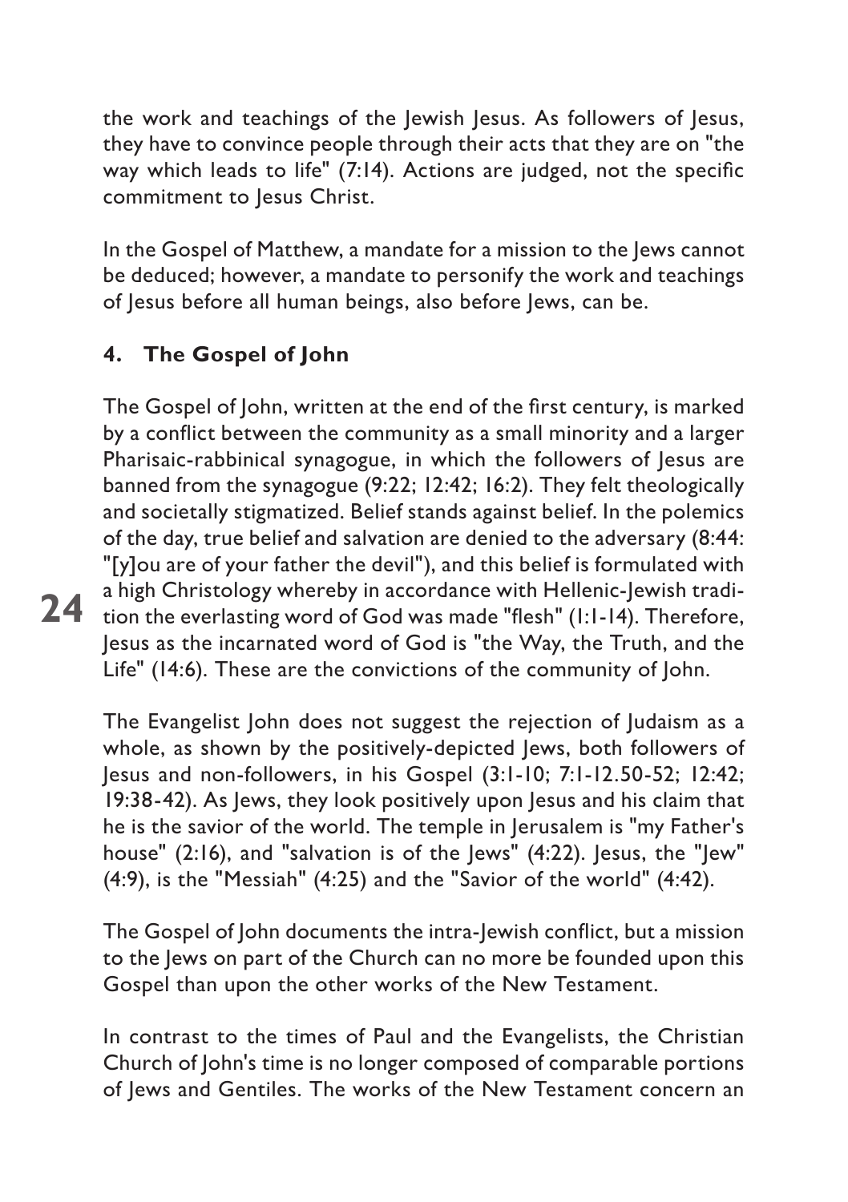the work and teachings of the Jewish Jesus. As followers of Jesus, they have to convince people through their acts that they are on "the way which leads to life" (7:14). Actions are judged, not the specific commitment to Jesus Christ.

In the Gospel of Matthew, a mandate for a mission to the Jews cannot be deduced; however, a mandate to personify the work and teachings of Jesus before all human beings, also before Jews, can be.

### 4. The Gospel of John

The Gospel of John, written at the end of the first century, is marked by a conflict between the community as a small minority and a larger Pharisaic-rabbinical synagogue, in which the followers of Jesus are banned from the synagogue (9:22; 12:42; 16:2). They felt theologically and societally stigmatized. Belief stands against belief. In the polemics of the day, true belief and salvation are denied to the adversary (8:44: "[y]ou are of your father the devil"), and this belief is formulated with a high Christology whereby in accordance with Hellenic-Jewish tradition the everlasting word of God was made "flesh" (1:1-14). Therefore, Jesus as the incarnated word of God is "the Way, the Truth, and the Life" (14:6). These are the convictions of the community of John.

The Evangelist John does not suggest the rejection of Judaism as a whole, as shown by the positively-depicted Jews, both followers of Jesus and non-followers, in his Gospel (3:1-10; 7:1-12.50-52; 12:42; 19:38-42). As Jews, they look positively upon Jesus and his claim that he is the savior of the world. The temple in Jerusalem is "my Father's house" (2:16), and "salvation is of the Jews" (4:22). Jesus, the "Jew" (4:9), is the "Messiah" (4:25) and the "Savior of the world" (4:42).

The Gospel of John documents the intra-Jewish conflict, but a mission to the Jews on part of the Church can no more be founded upon this Gospel than upon the other works of the New Testament.

In contrast to the times of Paul and the Evangelists, the Christian Church of John's time is no longer composed of comparable portions of Jews and Gentiles. The works of the New Testament concern an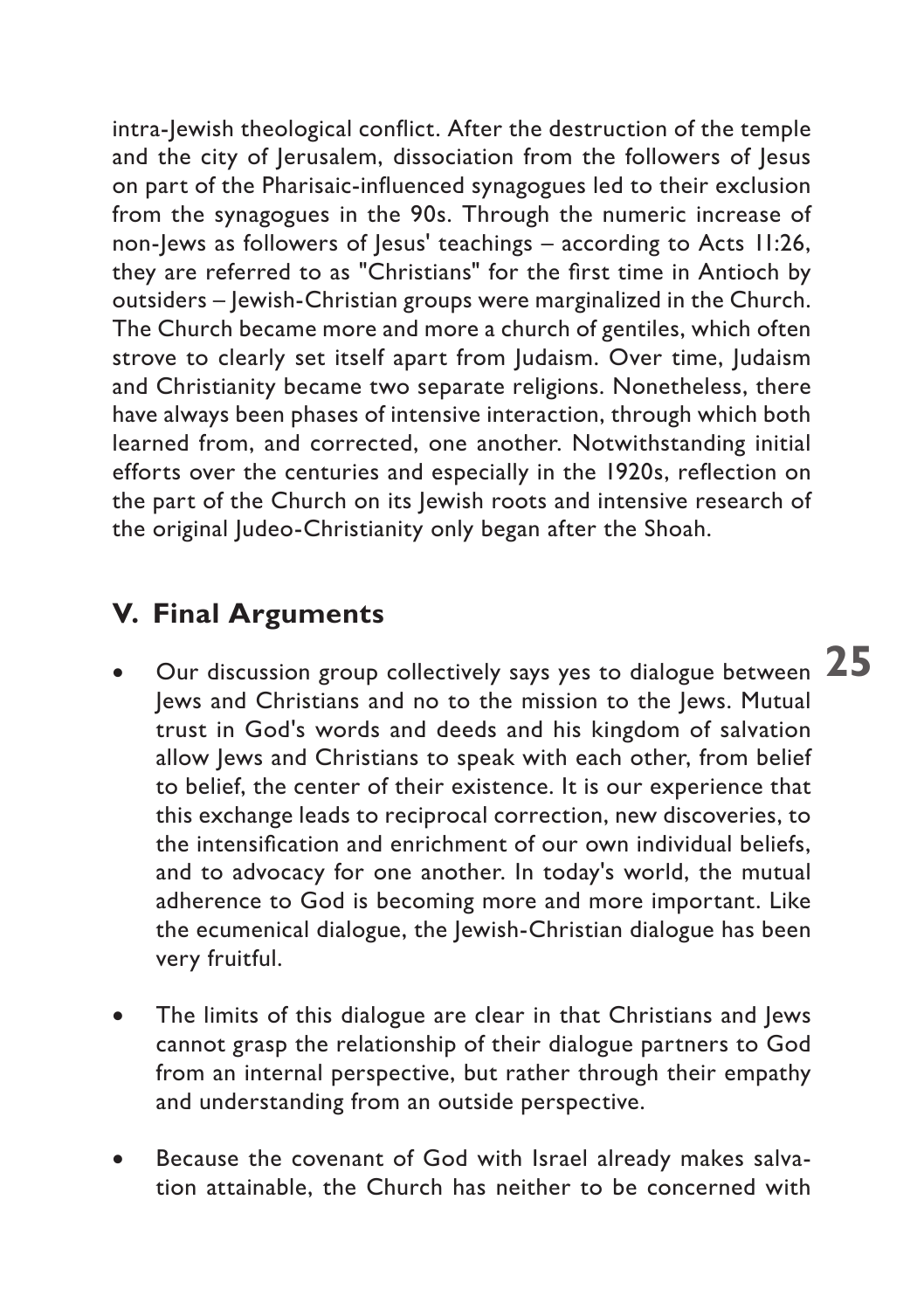intra-Jewish theological conflict. After the destruction of the temple and the city of Jerusalem, dissociation from the followers of Jesus on part of the Pharisaic-influenced synagogues led to their exclusion from the synagogues in the 90s. Through the numeric increase of non-Jews as followers of Jesus' teachings – according to Acts 11:26, they are referred to as "Christians" for the first time in Antioch by outsiders – Jewish-Christian groups were marginalized in the Church. The Church became more and more a church of gentiles, which often strove to clearly set itself apart from Judaism. Over time, Judaism and Christianity became two separate religions. Nonetheless, there have always been phases of intensive interaction, through which both learned from, and corrected, one another. Notwithstanding initial efforts over the centuries and especially in the 1920s, reflection on the part of the Church on its Jewish roots and intensive research of the original Judeo-Christianity only began after the Shoah.

## V. Final Arguments

- Our discussion group collectively says yes to dialogue between Jews and Christians and no to the mission to the Jews. Mutual trust in God's words and deeds and his kingdom of salvation allow Jews and Christians to speak with each other, from belief to belief, the center of their existence. It is our experience that this exchange leads to reciprocal correction, new discoveries, to the intensification and enrichment of our own individual beliefs, and to advocacy for one another. In today's world, the mutual adherence to God is becoming more and more important. Like the ecumenical dialogue, the Jewish-Christian dialogue has been very fruitful.

- The limits of this dialogue are clear in that Christians and Jews cannot grasp the relationship of their dialogue partners to God from an internal perspective, but rather through their empathy and understanding from an outside perspective.

- Because the covenant of God with Israel already makes salvation attainable, the Church has neither to be concerned with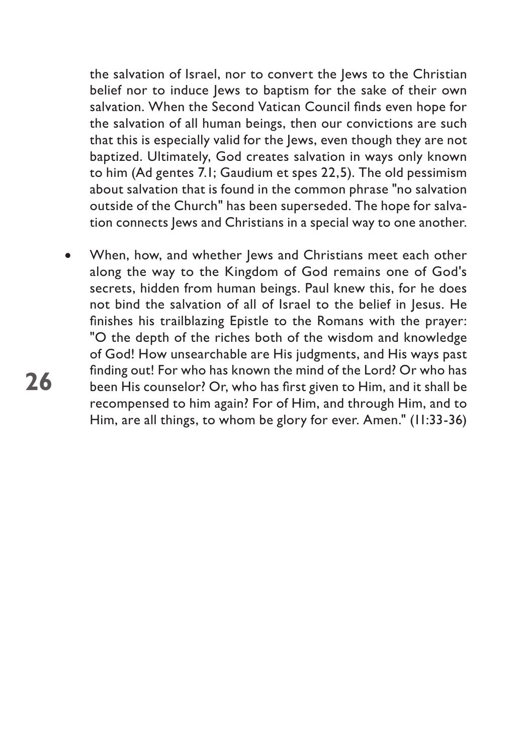the salvation of Israel, nor to convert the Jews to the Christian belief nor to induce Jews to baptism for the sake of their own salvation. When the Second Vatican Council finds even hope for the salvation of all human beings, then our convictions are such that this is especially valid for the Jews, even though they are not baptized. Ultimately, God creates salvation in ways only known to him (Ad gentes 7.1; Gaudium et spes 22,5). The old pessimism about salvation that is found in the common phrase "no salvation outside of the Church" has been superseded. The hope for salvation connects Jews and Christians in a special way to one another.

- When, how, and whether Jews and Christians meet each other along the way to the Kingdom of God remains one of God's secrets, hidden from human beings. Paul knew this, for he does not bind the salvation of all of Israel to the belief in Jesus. He finishes his trailblazing Epistle to the Romans with the prayer: "O the depth of the riches both of the wisdom and knowledge of God! How unsearchable are His judgments, and His ways past finding out! For who has known the mind of the Lord? Or who has been His counselor? Or, who has first given to Him, and it shall be recompensed to him again? For of Him, and through Him, and to Him, are all things, to whom be glory for ever. Amen." (11:33-36)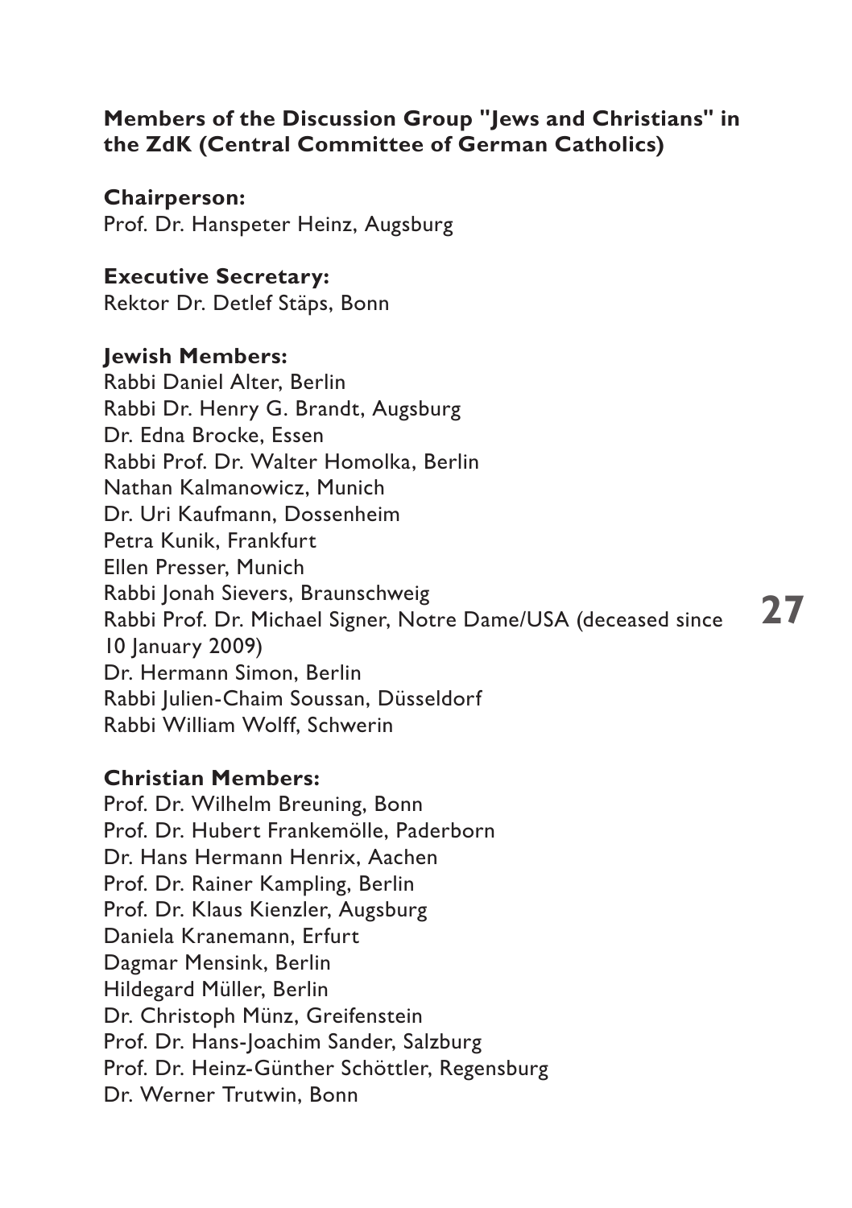## Members of the Discussion Group "Jews and Christians" in the ZdK (Central Committee of German Catholics)

**Chairperson:**
Prof. Dr. Hanspeter Heinz, Augsburg

**Executive Secretary:**
Rektor Dr. Detlef Stäps, Bonn

**Jewish Members:**
Rabbi Daniel Alter, Berlin
Rabbi Dr. Henry G. Brandt, Augsburg
Dr. Edna Brocke, Essen
Rabbi Prof. Dr. Walter Homolka, Berlin
Nathan Kalmanowicz, Munich
Dr. Uri Kaufmann, Dossenheim
Petra Kunik, Frankfurt
Ellen Presser, Munich
Rabbi Jonah Sievers, Braunschweig
Rabbi Prof. Dr. Michael Signer, Notre Dame/USA (deceased since 10 January 2009)
Dr. Hermann Simon, Berlin
Rabbi Julien-Chaim Soussan, Düsseldorf
Rabbi William Wolff, Schwerin

**Christian Members:**
Prof. Dr. Wilhelm Breuning, Bonn
Prof. Dr. Hubert Frankemölle, Paderborn
Dr. Hans Hermann Henrix, Aachen
Prof. Dr. Rainer Kampling, Berlin
Prof. Dr. Klaus Kienzler, Augsburg
Daniela Kranemann, Erfurt
Dagmar Mensink, Berlin
Hildegard Müller, Berlin
Dr. Christoph Münz, Greifenstein
Prof. Dr. Hans-Joachim Sander, Salzburg
Prof. Dr. Heinz-Günther Schöttler, Regensburg
Dr. Werner Trutwin, Bonn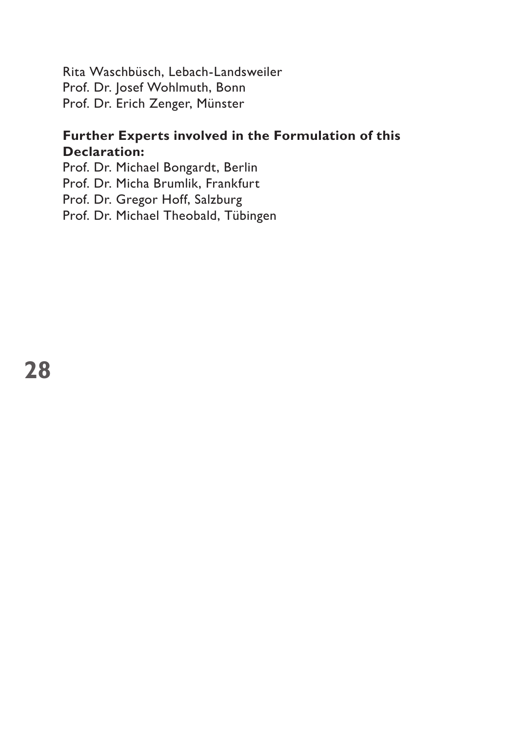Rita Waschbüsch, Lebach-Landsweiler
Prof. Dr. Josef Wohlmuth, Bonn
Prof. Dr. Erich Zenger, Münster

**Further Experts involved in the Formulation of this Declaration:**

Prof. Dr. Michael Bongardt, Berlin
Prof. Dr. Micha Brumlik, Frankfurt
Prof. Dr. Gregor Hoff, Salzburg
Prof. Dr. Michael Theobald, Tübingen